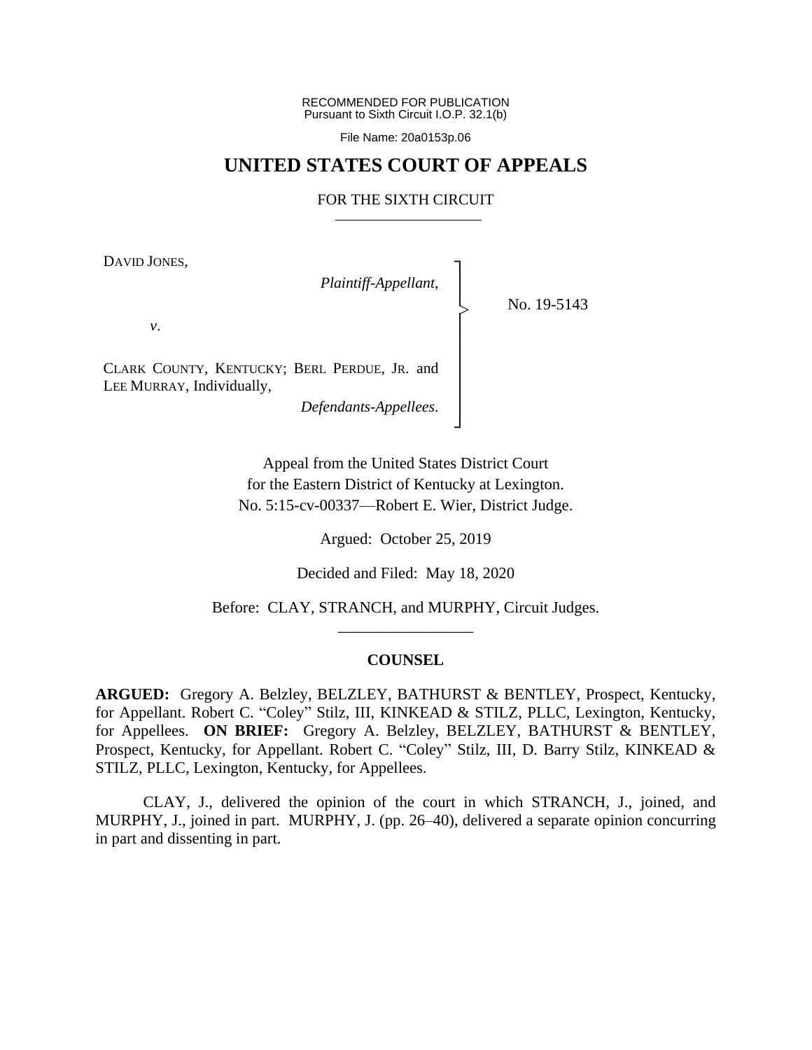RECOMMENDED FOR PUBLICATION
Pursuant to Sixth Circuit I.O.P. 32.1(b)

File Name: 20a0153p.06

# UNITED STATES COURT OF APPEALS

## FOR THE SIXTH CIRCUIT

DAVID JONES,

*Plaintiff-Appellant*,

*v*.

CLARK COUNTY, KENTUCKY; BERL PERDUE, JR. and LEE MURRAY, Individually,

*Defendants-Appellees*.

No. 19-5143

Appeal from the United States District Court
for the Eastern District of Kentucky at Lexington.
No. 5:15-cv-00337—Robert E. Wier, District Judge.

Argued: October 25, 2019

Decided and Filed: May 18, 2020

Before: CLAY, STRANCH, and MURPHY, Circuit Judges.

## COUNSEL

**ARGUED:** Gregory A. Belzley, BELZLEY, BATHURST & BENTLEY, Prospect, Kentucky, for Appellant. Robert C. "Coley" Stilz, III, KINKEAD & STILZ, PLLC, Lexington, Kentucky, for Appellees. **ON BRIEF:** Gregory A. Belzley, BELZLEY, BATHURST & BENTLEY, Prospect, Kentucky, for Appellant. Robert C. "Coley" Stilz, III, D. Barry Stilz, KINKEAD & STILZ, PLLC, Lexington, Kentucky, for Appellees.

CLAY, J., delivered the opinion of the court in which STRANCH, J., joined, and MURPHY, J., joined in part. MURPHY, J. (pp. 26–40), delivered a separate opinion concurring in part and dissenting in part.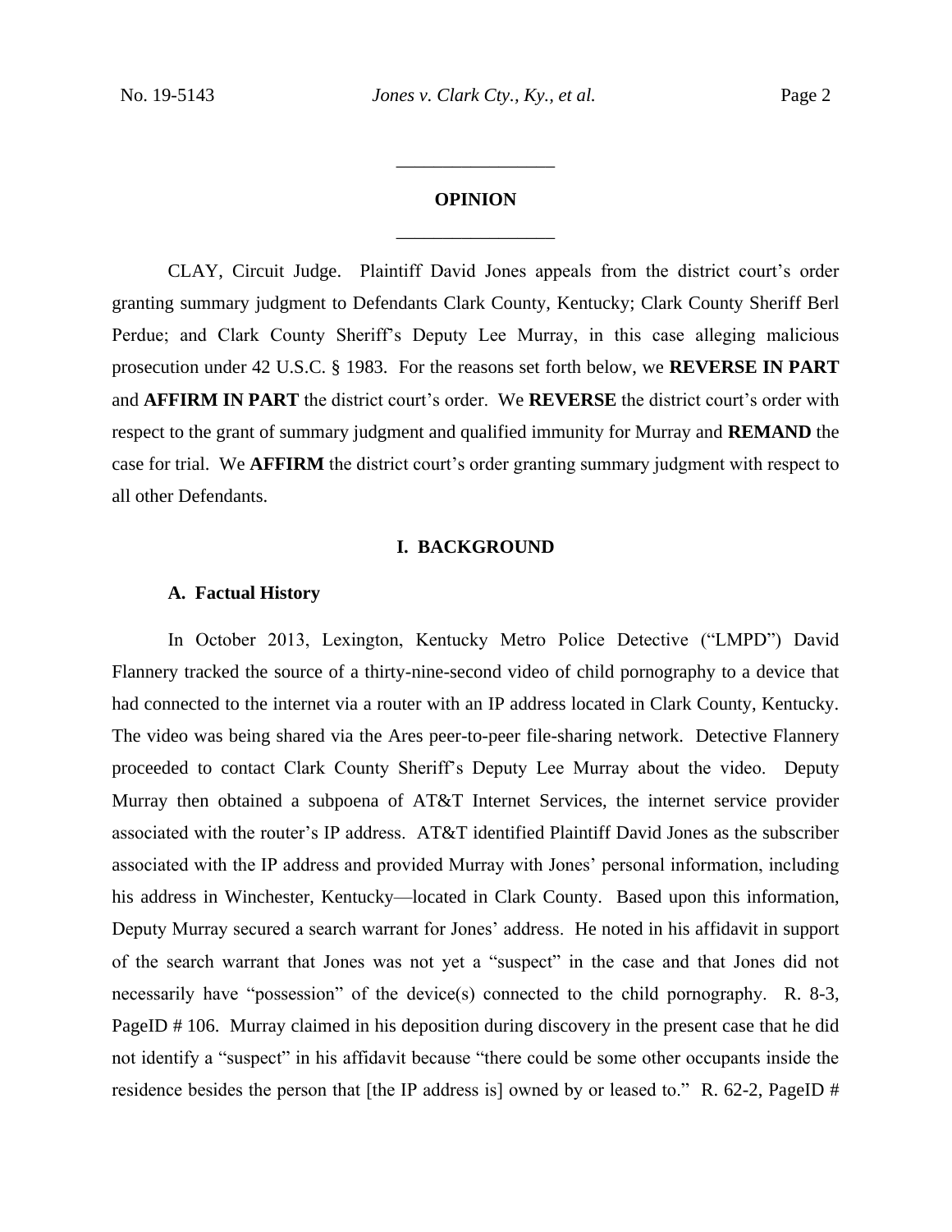## OPINION

CLAY, Circuit Judge. Plaintiff David Jones appeals from the district court's order granting summary judgment to Defendants Clark County, Kentucky; Clark County Sheriff Berl Perdue; and Clark County Sheriff's Deputy Lee Murray, in this case alleging malicious prosecution under 42 U.S.C. § 1983. For the reasons set forth below, we **REVERSE IN PART** and **AFFIRM IN PART** the district court's order. We **REVERSE** the district court's order with respect to the grant of summary judgment and qualified immunity for Murray and **REMAND** the case for trial. We **AFFIRM** the district court's order granting summary judgment with respect to all other Defendants.

### I. BACKGROUND

#### A. Factual History

In October 2013, Lexington, Kentucky Metro Police Detective ("LMPD") David Flannery tracked the source of a thirty-nine-second video of child pornography to a device that had connected to the internet via a router with an IP address located in Clark County, Kentucky. The video was being shared via the Ares peer-to-peer file-sharing network. Detective Flannery proceeded to contact Clark County Sheriff's Deputy Lee Murray about the video. Deputy Murray then obtained a subpoena of AT&T Internet Services, the internet service provider associated with the router's IP address. AT&T identified Plaintiff David Jones as the subscriber associated with the IP address and provided Murray with Jones' personal information, including his address in Winchester, Kentucky—located in Clark County. Based upon this information, Deputy Murray secured a search warrant for Jones' address. He noted in his affidavit in support of the search warrant that Jones was not yet a "suspect" in the case and that Jones did not necessarily have "possession" of the device(s) connected to the child pornography. R. 8-3, PageID # 106. Murray claimed in his deposition during discovery in the present case that he did not identify a "suspect" in his affidavit because "there could be some other occupants inside the residence besides the person that [the IP address is] owned by or leased to." R. 62-2, PageID #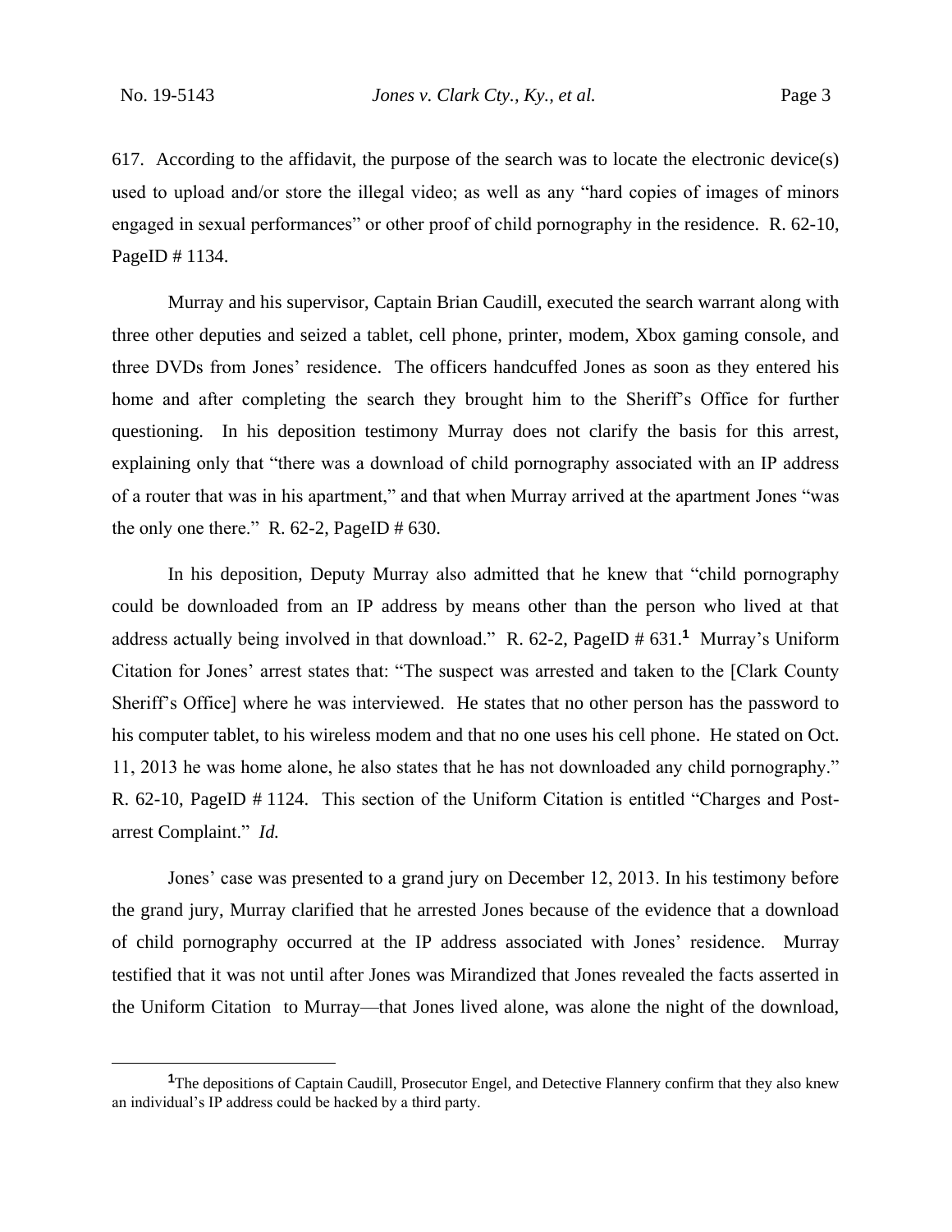617. According to the affidavit, the purpose of the search was to locate the electronic device(s) used to upload and/or store the illegal video; as well as any "hard copies of images of minors engaged in sexual performances" or other proof of child pornography in the residence. R. 62-10, PageID # 1134.

Murray and his supervisor, Captain Brian Caudill, executed the search warrant along with three other deputies and seized a tablet, cell phone, printer, modem, Xbox gaming console, and three DVDs from Jones' residence. The officers handcuffed Jones as soon as they entered his home and after completing the search they brought him to the Sheriff's Office for further questioning. In his deposition testimony Murray does not clarify the basis for this arrest, explaining only that "there was a download of child pornography associated with an IP address of a router that was in his apartment," and that when Murray arrived at the apartment Jones "was the only one there." R. 62-2, PageID # 630.

In his deposition, Deputy Murray also admitted that he knew that "child pornography could be downloaded from an IP address by means other than the person who lived at that address actually being involved in that download." R. 62-2, PageID # 631.[1] Murray's Uniform Citation for Jones' arrest states that: "The suspect was arrested and taken to the [Clark County Sheriff's Office] where he was interviewed. He states that no other person has the password to his computer tablet, to his wireless modem and that no one uses his cell phone. He stated on Oct. 11, 2013 he was home alone, he also states that he has not downloaded any child pornography." R. 62-10, PageID # 1124. This section of the Uniform Citation is entitled "Charges and Post-arrest Complaint." *Id.*

Jones' case was presented to a grand jury on December 12, 2013. In his testimony before the grand jury, Murray clarified that he arrested Jones because of the evidence that a download of child pornography occurred at the IP address associated with Jones' residence. Murray testified that it was not until after Jones was Mirandized that Jones revealed the facts asserted in the Uniform Citation to Murray—that Jones lived alone, was alone the night of the download,

[1] The depositions of Captain Caudill, Prosecutor Engel, and Detective Flannery confirm that they also knew an individual's IP address could be hacked by a third party.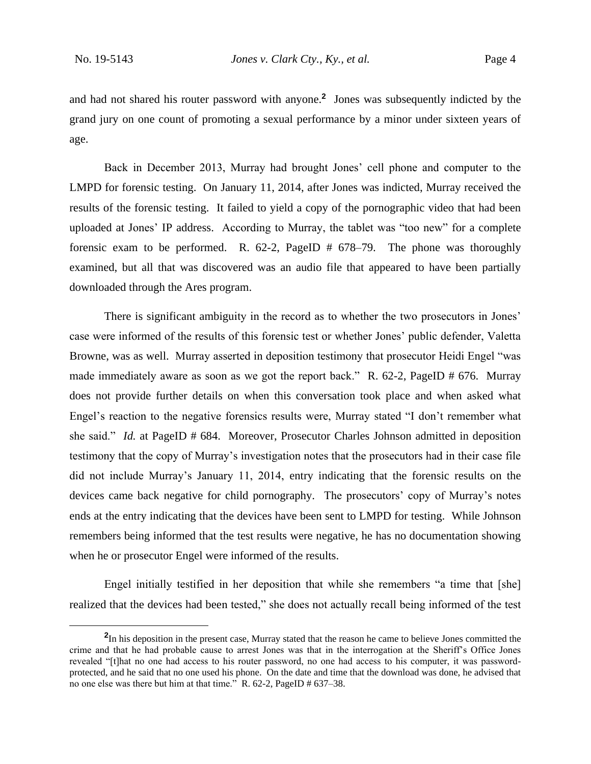and had not shared his router password with anyone.[2] Jones was subsequently indicted by the grand jury on one count of promoting a sexual performance by a minor under sixteen years of age.

Back in December 2013, Murray had brought Jones' cell phone and computer to the LMPD for forensic testing. On January 11, 2014, after Jones was indicted, Murray received the results of the forensic testing. It failed to yield a copy of the pornographic video that had been uploaded at Jones' IP address. According to Murray, the tablet was "too new" for a complete forensic exam to be performed. R. 62-2, PageID # 678–79. The phone was thoroughly examined, but all that was discovered was an audio file that appeared to have been partially downloaded through the Ares program.

There is significant ambiguity in the record as to whether the two prosecutors in Jones' case were informed of the results of this forensic test or whether Jones' public defender, Valetta Browne, was as well. Murray asserted in deposition testimony that prosecutor Heidi Engel "was made immediately aware as soon as we got the report back." R. 62-2, PageID # 676. Murray does not provide further details on when this conversation took place and when asked what Engel's reaction to the negative forensics results were, Murray stated "I don't remember what she said." *Id.* at PageID # 684. Moreover, Prosecutor Charles Johnson admitted in deposition testimony that the copy of Murray's investigation notes that the prosecutors had in their case file did not include Murray's January 11, 2014, entry indicating that the forensic results on the devices came back negative for child pornography. The prosecutors' copy of Murray's notes ends at the entry indicating that the devices have been sent to LMPD for testing. While Johnson remembers being informed that the test results were negative, he has no documentation showing when he or prosecutor Engel were informed of the results.

Engel initially testified in her deposition that while she remembers "a time that [she] realized that the devices had been tested," she does not actually recall being informed of the test

---

[2] In his deposition in the present case, Murray stated that the reason he came to believe Jones committed the crime and that he had probable cause to arrest Jones was that in the interrogation at the Sheriff's Office Jones revealed "[t]hat no one had access to his router password, no one had access to his computer, it was password-protected, and he said that no one used his phone. On the date and time that the download was done, he advised that no one else was there but him at that time." R. 62-2, PageID # 637–38.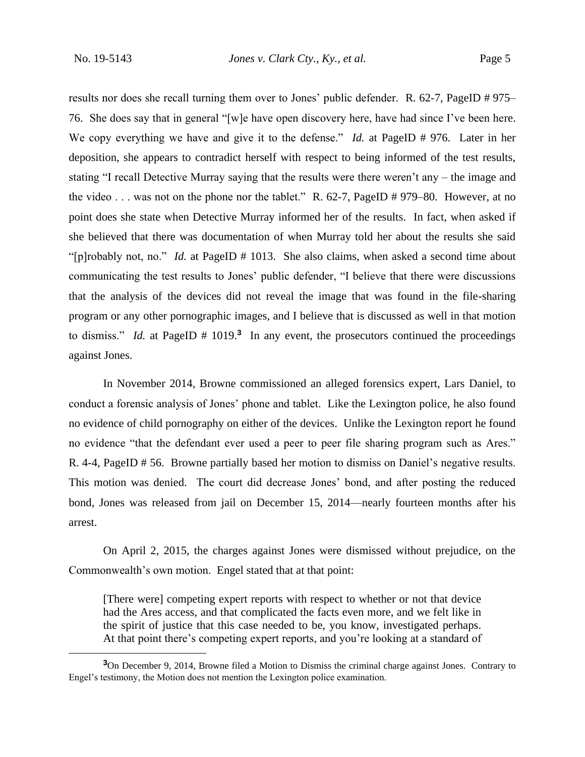results nor does she recall turning them over to Jones' public defender. R. 62-7, PageID # 975–76. She does say that in general "[w]e have open discovery here, have had since I've been here. We copy everything we have and give it to the defense." *Id.* at PageID # 976. Later in her deposition, she appears to contradict herself with respect to being informed of the test results, stating "I recall Detective Murray saying that the results were there weren't any – the image and the video . . . was not on the phone nor the tablet." R. 62-7, PageID # 979–80. However, at no point does she state when Detective Murray informed her of the results. In fact, when asked if she believed that there was documentation of when Murray told her about the results she said "[p]robably not, no." *Id.* at PageID # 1013. She also claims, when asked a second time about communicating the test results to Jones' public defender, "I believe that there were discussions that the analysis of the devices did not reveal the image that was found in the file-sharing program or any other pornographic images, and I believe that is discussed as well in that motion to dismiss." *Id.* at PageID # 1019.[3] In any event, the prosecutors continued the proceedings against Jones.

In November 2014, Browne commissioned an alleged forensics expert, Lars Daniel, to conduct a forensic analysis of Jones' phone and tablet. Like the Lexington police, he also found no evidence of child pornography on either of the devices. Unlike the Lexington report he found no evidence "that the defendant ever used a peer to peer file sharing program such as Ares." R. 4-4, PageID # 56. Browne partially based her motion to dismiss on Daniel's negative results. This motion was denied. The court did decrease Jones' bond, and after posting the reduced bond, Jones was released from jail on December 15, 2014—nearly fourteen months after his arrest.

On April 2, 2015, the charges against Jones were dismissed without prejudice, on the Commonwealth's own motion. Engel stated that at that point:

> [There were] competing expert reports with respect to whether or not that device had the Ares access, and that complicated the facts even more, and we felt like in the spirit of justice that this case needed to be, you know, investigated perhaps. At that point there's competing expert reports, and you're looking at a standard of

[3]On December 9, 2014, Browne filed a Motion to Dismiss the criminal charge against Jones. Contrary to Engel's testimony, the Motion does not mention the Lexington police examination.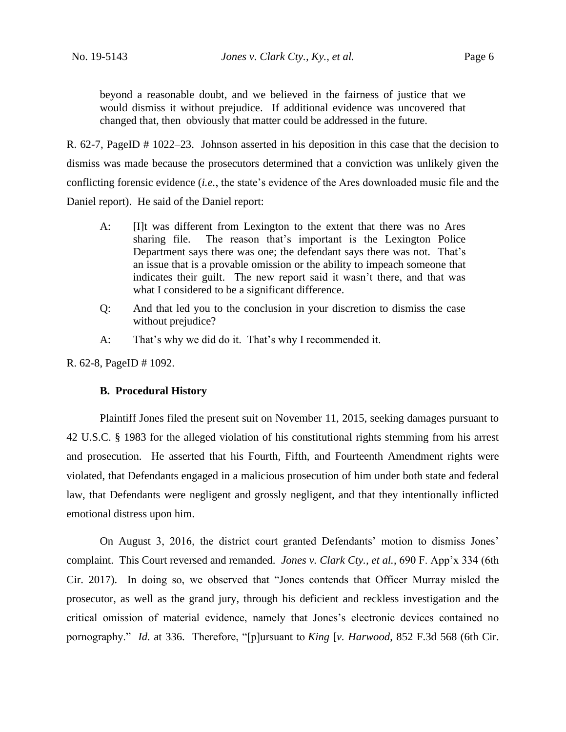> beyond a reasonable doubt, and we believed in the fairness of justice that we would dismiss it without prejudice. If additional evidence was uncovered that changed that, then obviously that matter could be addressed in the future.

R. 62-7, PageID # 1022–23. Johnson asserted in his deposition in this case that the decision to dismiss was made because the prosecutors determined that a conviction was unlikely given the conflicting forensic evidence (*i.e.*, the state's evidence of the Ares downloaded music file and the Daniel report). He said of the Daniel report:

> A: [I]t was different from Lexington to the extent that there was no Ares sharing file. The reason that's important is the Lexington Police Department says there was one; the defendant says there was not. That's an issue that is a provable omission or the ability to impeach someone that indicates their guilt. The new report said it wasn't there, and that was what I considered to be a significant difference.
>
> Q: And that led you to the conclusion in your discretion to dismiss the case without prejudice?
>
> A: That's why we did do it. That's why I recommended it.

R. 62-8, PageID # 1092.

### B. Procedural History

Plaintiff Jones filed the present suit on November 11, 2015, seeking damages pursuant to 42 U.S.C. § 1983 for the alleged violation of his constitutional rights stemming from his arrest and prosecution. He asserted that his Fourth, Fifth, and Fourteenth Amendment rights were violated, that Defendants engaged in a malicious prosecution of him under both state and federal law, that Defendants were negligent and grossly negligent, and that they intentionally inflicted emotional distress upon him.

On August 3, 2016, the district court granted Defendants' motion to dismiss Jones' complaint. This Court reversed and remanded. *Jones v. Clark Cty., et al.*, 690 F. App'x 334 (6th Cir. 2017). In doing so, we observed that "Jones contends that Officer Murray misled the prosecutor, as well as the grand jury, through his deficient and reckless investigation and the critical omission of material evidence, namely that Jones's electronic devices contained no pornography." *Id.* at 336. Therefore, "[p]ursuant to *King* [*v. Harwood*, 852 F.3d 568 (6th Cir.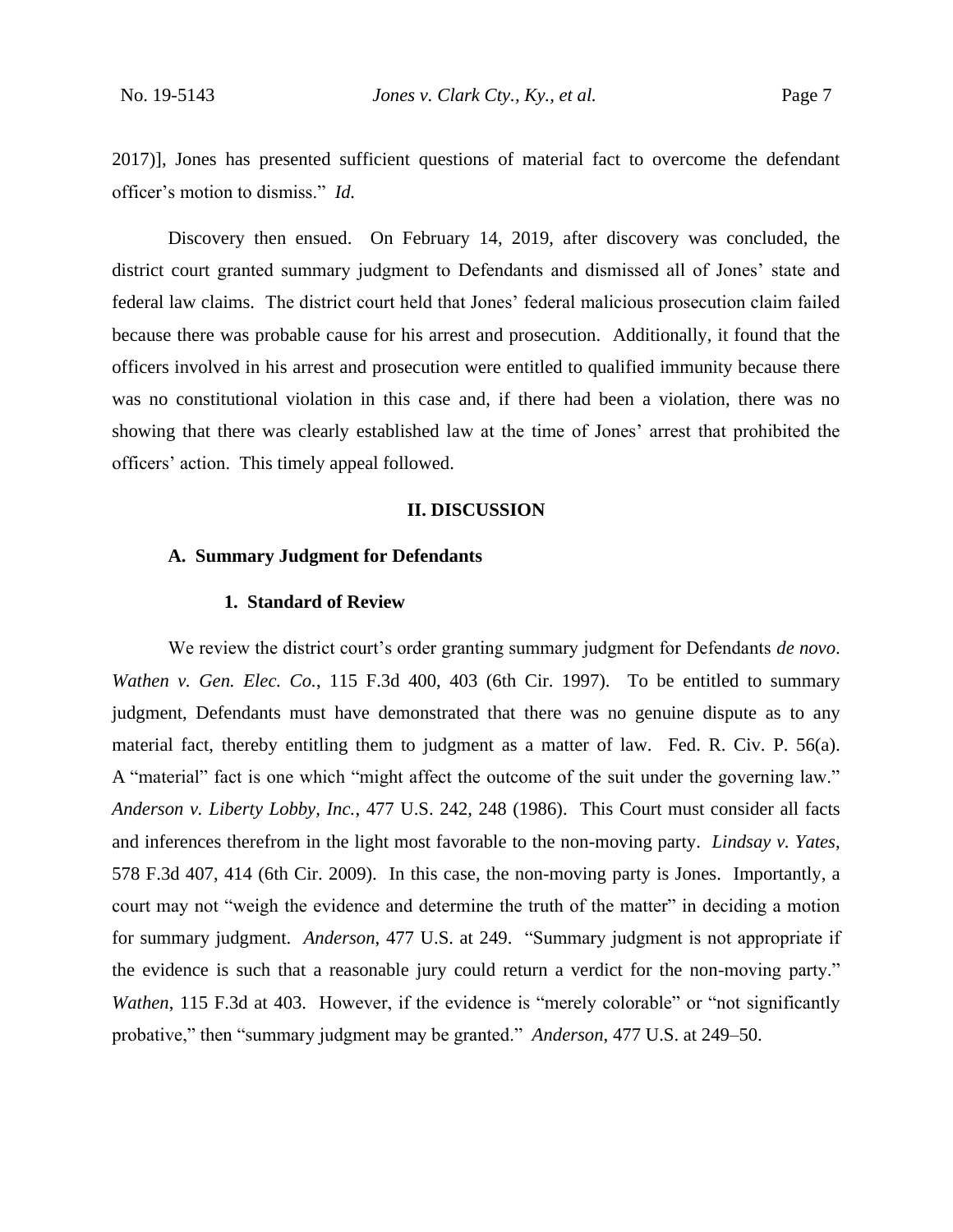2017)], Jones has presented sufficient questions of material fact to overcome the defendant officer's motion to dismiss." *Id.*

Discovery then ensued. On February 14, 2019, after discovery was concluded, the district court granted summary judgment to Defendants and dismissed all of Jones' state and federal law claims. The district court held that Jones' federal malicious prosecution claim failed because there was probable cause for his arrest and prosecution. Additionally, it found that the officers involved in his arrest and prosecution were entitled to qualified immunity because there was no constitutional violation in this case and, if there had been a violation, there was no showing that there was clearly established law at the time of Jones' arrest that prohibited the officers' action. This timely appeal followed.

## II. DISCUSSION

### A. Summary Judgment for Defendants

#### 1. Standard of Review

We review the district court's order granting summary judgment for Defendants *de novo*. *Wathen v. Gen. Elec. Co.*, 115 F.3d 400, 403 (6th Cir. 1997). To be entitled to summary judgment, Defendants must have demonstrated that there was no genuine dispute as to any material fact, thereby entitling them to judgment as a matter of law. Fed. R. Civ. P. 56(a). A "material" fact is one which "might affect the outcome of the suit under the governing law." *Anderson v. Liberty Lobby, Inc.*, 477 U.S. 242, 248 (1986). This Court must consider all facts and inferences therefrom in the light most favorable to the non-moving party. *Lindsay v. Yates*, 578 F.3d 407, 414 (6th Cir. 2009). In this case, the non-moving party is Jones. Importantly, a court may not "weigh the evidence and determine the truth of the matter" in deciding a motion for summary judgment. *Anderson*, 477 U.S. at 249. "Summary judgment is not appropriate if the evidence is such that a reasonable jury could return a verdict for the non-moving party." *Wathen*, 115 F.3d at 403. However, if the evidence is "merely colorable" or "not significantly probative," then "summary judgment may be granted." *Anderson*, 477 U.S. at 249–50.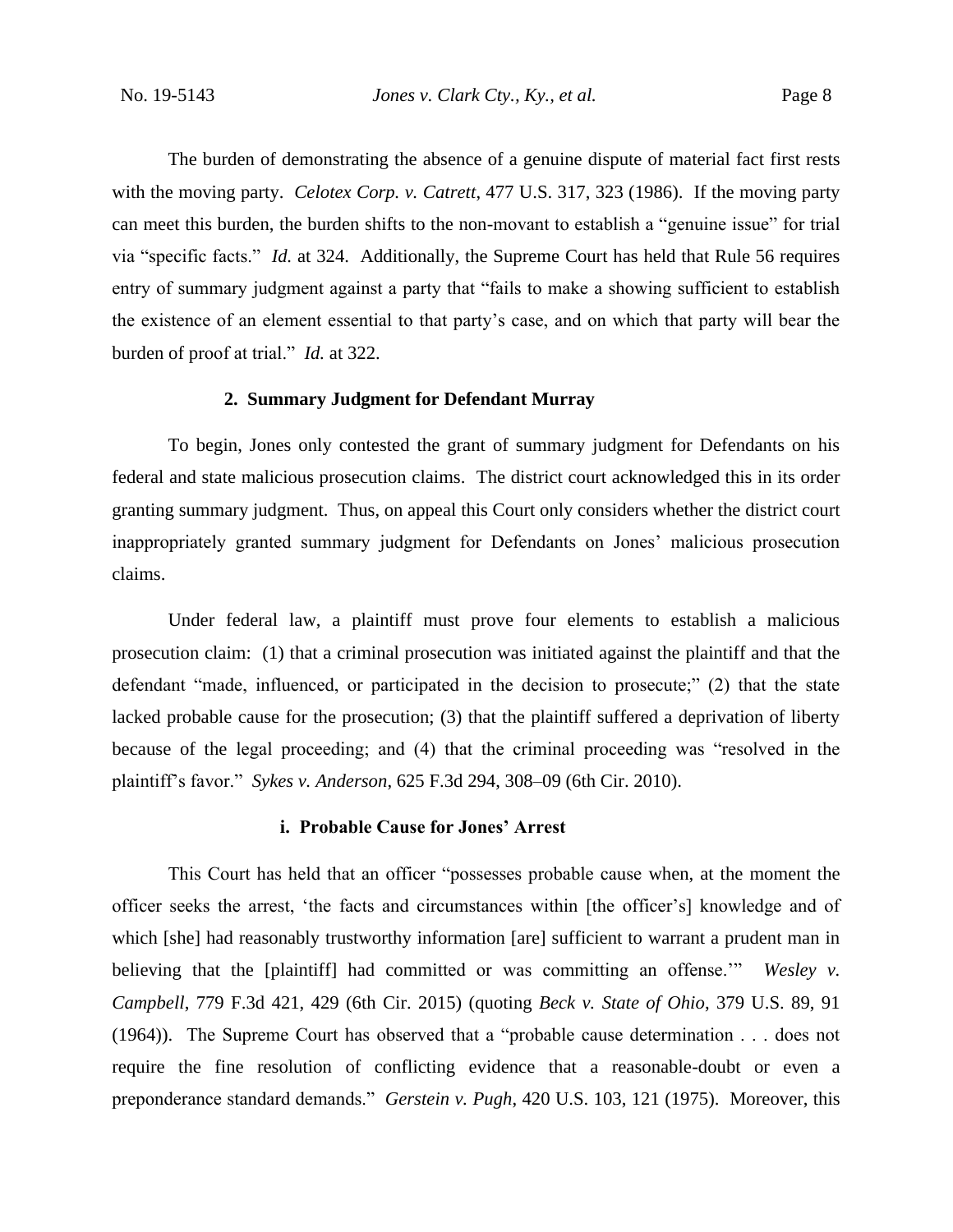The burden of demonstrating the absence of a genuine dispute of material fact first rests with the moving party. *Celotex Corp. v. Catrett*, 477 U.S. 317, 323 (1986). If the moving party can meet this burden, the burden shifts to the non-movant to establish a "genuine issue" for trial via "specific facts." *Id.* at 324. Additionally, the Supreme Court has held that Rule 56 requires entry of summary judgment against a party that "fails to make a showing sufficient to establish the existence of an element essential to that party's case, and on which that party will bear the burden of proof at trial." *Id.* at 322.

**2. Summary Judgment for Defendant Murray**

To begin, Jones only contested the grant of summary judgment for Defendants on his federal and state malicious prosecution claims. The district court acknowledged this in its order granting summary judgment. Thus, on appeal this Court only considers whether the district court inappropriately granted summary judgment for Defendants on Jones' malicious prosecution claims.

Under federal law, a plaintiff must prove four elements to establish a malicious prosecution claim: (1) that a criminal prosecution was initiated against the plaintiff and that the defendant "made, influenced, or participated in the decision to prosecute;" (2) that the state lacked probable cause for the prosecution; (3) that the plaintiff suffered a deprivation of liberty because of the legal proceeding; and (4) that the criminal proceeding was "resolved in the plaintiff's favor." *Sykes v. Anderson*, 625 F.3d 294, 308–09 (6th Cir. 2010).

**i. Probable Cause for Jones' Arrest**

This Court has held that an officer "possesses probable cause when, at the moment the officer seeks the arrest, 'the facts and circumstances within [the officer's] knowledge and of which [she] had reasonably trustworthy information [are] sufficient to warrant a prudent man in believing that the [plaintiff] had committed or was committing an offense.'" *Wesley v. Campbell*, 779 F.3d 421, 429 (6th Cir. 2015) (quoting *Beck v. State of Ohio*, 379 U.S. 89, 91 (1964)). The Supreme Court has observed that a "probable cause determination . . . does not require the fine resolution of conflicting evidence that a reasonable-doubt or even a preponderance standard demands." *Gerstein v. Pugh*, 420 U.S. 103, 121 (1975). Moreover, this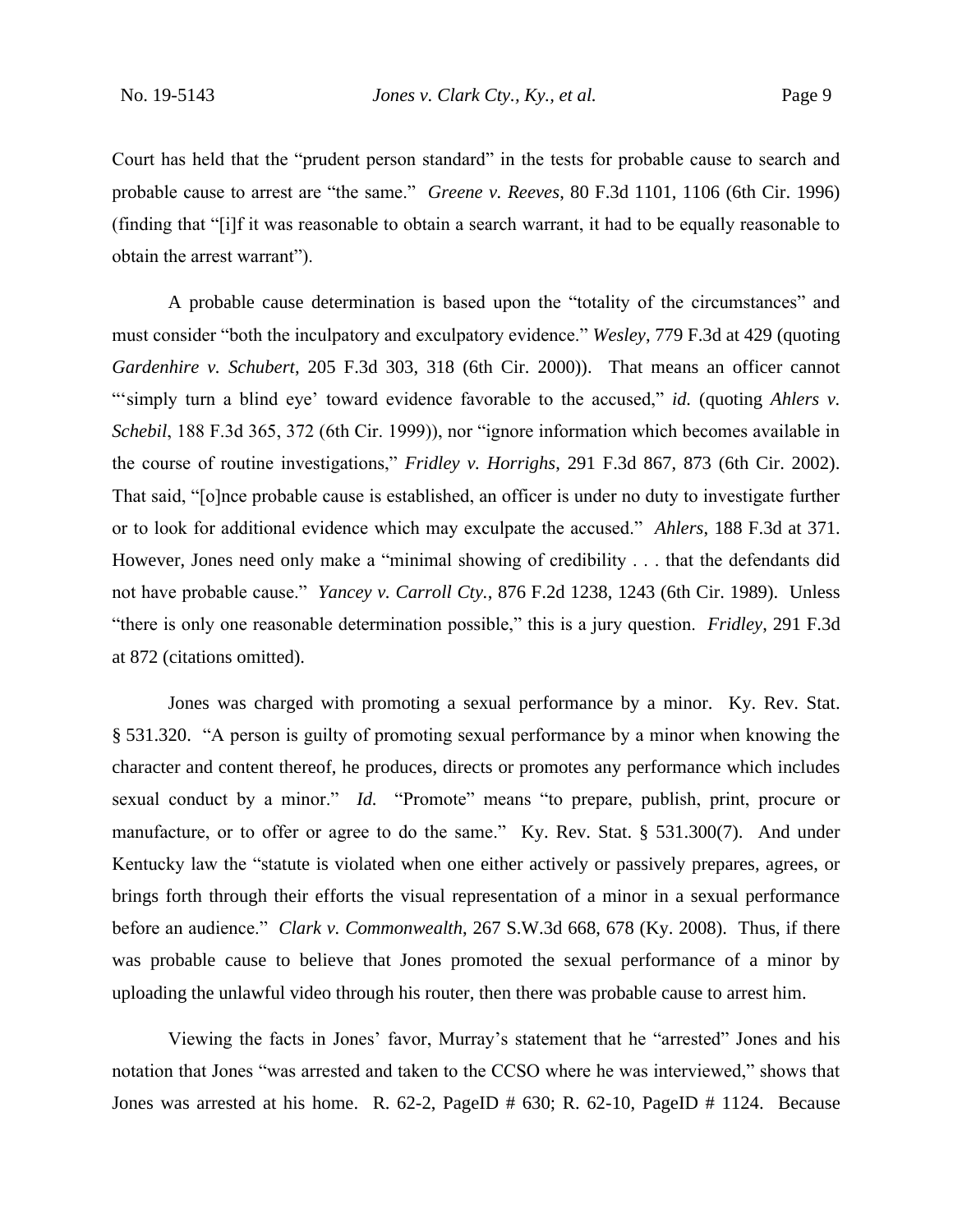Court has held that the "prudent person standard" in the tests for probable cause to search and probable cause to arrest are "the same." *Greene v. Reeves*, 80 F.3d 1101, 1106 (6th Cir. 1996) (finding that "[i]f it was reasonable to obtain a search warrant, it had to be equally reasonable to obtain the arrest warrant").

A probable cause determination is based upon the "totality of the circumstances" and must consider "both the inculpatory and exculpatory evidence." *Wesley*, 779 F.3d at 429 (quoting *Gardenhire v. Schubert*, 205 F.3d 303, 318 (6th Cir. 2000)). That means an officer cannot "'simply turn a blind eye' toward evidence favorable to the accused," *id.* (quoting *Ahlers v. Schebil*, 188 F.3d 365, 372 (6th Cir. 1999)), nor "ignore information which becomes available in the course of routine investigations," *Fridley v. Horrighs*, 291 F.3d 867, 873 (6th Cir. 2002). That said, "[o]nce probable cause is established, an officer is under no duty to investigate further or to look for additional evidence which may exculpate the accused." *Ahlers*, 188 F.3d at 371. However, Jones need only make a "minimal showing of credibility . . . that the defendants did not have probable cause." *Yancey v. Carroll Cty.*, 876 F.2d 1238, 1243 (6th Cir. 1989). Unless "there is only one reasonable determination possible," this is a jury question. *Fridley*, 291 F.3d at 872 (citations omitted).

Jones was charged with promoting a sexual performance by a minor. Ky. Rev. Stat. § 531.320. "A person is guilty of promoting sexual performance by a minor when knowing the character and content thereof, he produces, directs or promotes any performance which includes sexual conduct by a minor." *Id.* "Promote" means "to prepare, publish, print, procure or manufacture, or to offer or agree to do the same." Ky. Rev. Stat. § 531.300(7). And under Kentucky law the "statute is violated when one either actively or passively prepares, agrees, or brings forth through their efforts the visual representation of a minor in a sexual performance before an audience." *Clark v. Commonwealth*, 267 S.W.3d 668, 678 (Ky. 2008). Thus, if there was probable cause to believe that Jones promoted the sexual performance of a minor by uploading the unlawful video through his router, then there was probable cause to arrest him.

Viewing the facts in Jones' favor, Murray's statement that he "arrested" Jones and his notation that Jones "was arrested and taken to the CCSO where he was interviewed," shows that Jones was arrested at his home. R. 62-2, PageID # 630; R. 62-10, PageID # 1124. Because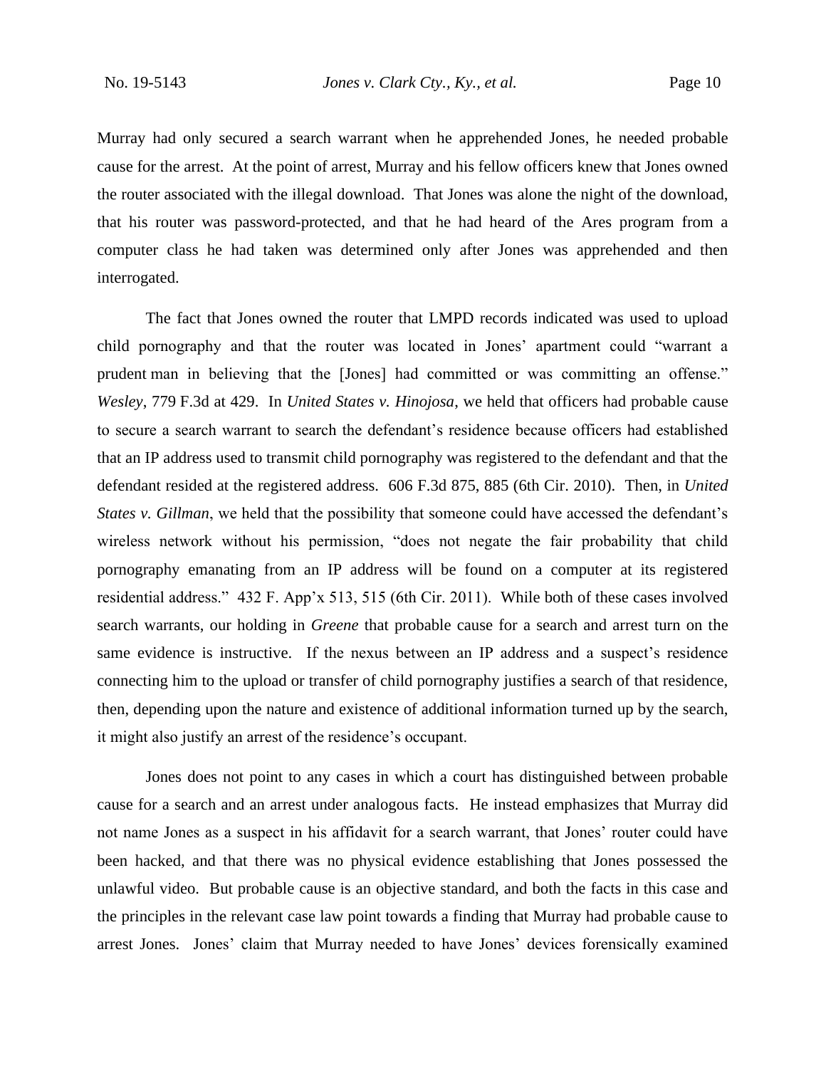Murray had only secured a search warrant when he apprehended Jones, he needed probable cause for the arrest. At the point of arrest, Murray and his fellow officers knew that Jones owned the router associated with the illegal download. That Jones was alone the night of the download, that his router was password-protected, and that he had heard of the Ares program from a computer class he had taken was determined only after Jones was apprehended and then interrogated.

The fact that Jones owned the router that LMPD records indicated was used to upload child pornography and that the router was located in Jones' apartment could "warrant a prudent man in believing that the [Jones] had committed or was committing an offense." *Wesley*, 779 F.3d at 429. In *United States v. Hinojosa*, we held that officers had probable cause to secure a search warrant to search the defendant's residence because officers had established that an IP address used to transmit child pornography was registered to the defendant and that the defendant resided at the registered address. 606 F.3d 875, 885 (6th Cir. 2010). Then, in *United States v. Gillman*, we held that the possibility that someone could have accessed the defendant's wireless network without his permission, "does not negate the fair probability that child pornography emanating from an IP address will be found on a computer at its registered residential address." 432 F. App'x 513, 515 (6th Cir. 2011). While both of these cases involved search warrants, our holding in *Greene* that probable cause for a search and arrest turn on the same evidence is instructive. If the nexus between an IP address and a suspect's residence connecting him to the upload or transfer of child pornography justifies a search of that residence, then, depending upon the nature and existence of additional information turned up by the search, it might also justify an arrest of the residence's occupant.

Jones does not point to any cases in which a court has distinguished between probable cause for a search and an arrest under analogous facts. He instead emphasizes that Murray did not name Jones as a suspect in his affidavit for a search warrant, that Jones' router could have been hacked, and that there was no physical evidence establishing that Jones possessed the unlawful video. But probable cause is an objective standard, and both the facts in this case and the principles in the relevant case law point towards a finding that Murray had probable cause to arrest Jones. Jones' claim that Murray needed to have Jones' devices forensically examined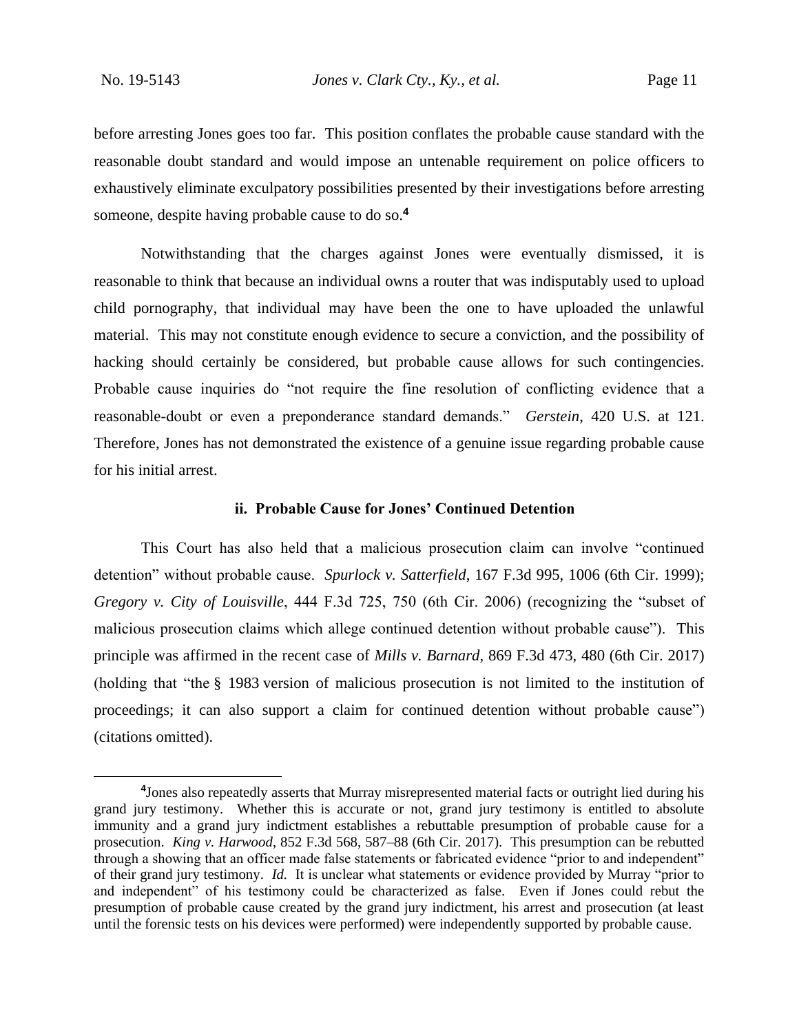before arresting Jones goes too far. This position conflates the probable cause standard with the reasonable doubt standard and would impose an untenable requirement on police officers to exhaustively eliminate exculpatory possibilities presented by their investigations before arresting someone, despite having probable cause to do so.[4]

Notwithstanding that the charges against Jones were eventually dismissed, it is reasonable to think that because an individual owns a router that was indisputably used to upload child pornography, that individual may have been the one to have uploaded the unlawful material. This may not constitute enough evidence to secure a conviction, and the possibility of hacking should certainly be considered, but probable cause allows for such contingencies. Probable cause inquiries do "not require the fine resolution of conflicting evidence that a reasonable-doubt or even a preponderance standard demands." *Gerstein*, 420 U.S. at 121. Therefore, Jones has not demonstrated the existence of a genuine issue regarding probable cause for his initial arrest.

### ii. Probable Cause for Jones' Continued Detention

This Court has also held that a malicious prosecution claim can involve "continued detention" without probable cause. *Spurlock v. Satterfield*, 167 F.3d 995, 1006 (6th Cir. 1999); *Gregory v. City of Louisville*, 444 F.3d 725, 750 (6th Cir. 2006) (recognizing the "subset of malicious prosecution claims which allege continued detention without probable cause"). This principle was affirmed in the recent case of *Mills v. Barnard*, 869 F.3d 473, 480 (6th Cir. 2017) (holding that "the § 1983 version of malicious prosecution is not limited to the institution of proceedings; it can also support a claim for continued detention without probable cause") (citations omitted).

[4]Jones also repeatedly asserts that Murray misrepresented material facts or outright lied during his grand jury testimony. Whether this is accurate or not, grand jury testimony is entitled to absolute immunity and a grand jury indictment establishes a rebuttable presumption of probable cause for a prosecution. *King v. Harwood*, 852 F.3d 568, 587–88 (6th Cir. 2017). This presumption can be rebutted through a showing that an officer made false statements or fabricated evidence "prior to and independent" of their grand jury testimony. *Id.* It is unclear what statements or evidence provided by Murray "prior to and independent" of his testimony could be characterized as false. Even if Jones could rebut the presumption of probable cause created by the grand jury indictment, his arrest and prosecution (at least until the forensic tests on his devices were performed) were independently supported by probable cause.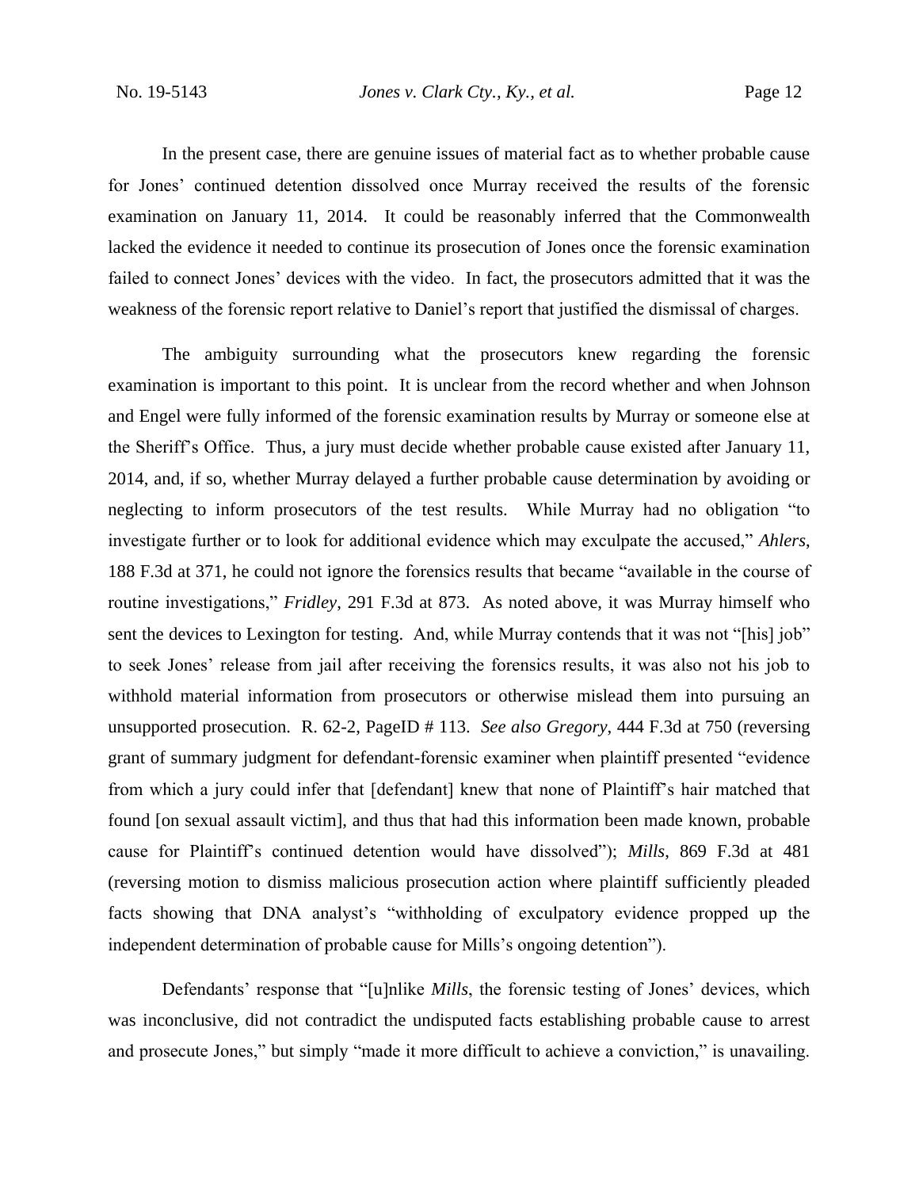In the present case, there are genuine issues of material fact as to whether probable cause for Jones' continued detention dissolved once Murray received the results of the forensic examination on January 11, 2014. It could be reasonably inferred that the Commonwealth lacked the evidence it needed to continue its prosecution of Jones once the forensic examination failed to connect Jones' devices with the video. In fact, the prosecutors admitted that it was the weakness of the forensic report relative to Daniel's report that justified the dismissal of charges.

The ambiguity surrounding what the prosecutors knew regarding the forensic examination is important to this point. It is unclear from the record whether and when Johnson and Engel were fully informed of the forensic examination results by Murray or someone else at the Sheriff's Office. Thus, a jury must decide whether probable cause existed after January 11, 2014, and, if so, whether Murray delayed a further probable cause determination by avoiding or neglecting to inform prosecutors of the test results. While Murray had no obligation "to investigate further or to look for additional evidence which may exculpate the accused," *Ahlers*, 188 F.3d at 371, he could not ignore the forensics results that became "available in the course of routine investigations," *Fridley*, 291 F.3d at 873. As noted above, it was Murray himself who sent the devices to Lexington for testing. And, while Murray contends that it was not "[his] job" to seek Jones' release from jail after receiving the forensics results, it was also not his job to withhold material information from prosecutors or otherwise mislead them into pursuing an unsupported prosecution. R. 62-2, PageID # 113. *See also Gregory*, 444 F.3d at 750 (reversing grant of summary judgment for defendant-forensic examiner when plaintiff presented "evidence from which a jury could infer that [defendant] knew that none of Plaintiff's hair matched that found [on sexual assault victim], and thus that had this information been made known, probable cause for Plaintiff's continued detention would have dissolved"); *Mills*, 869 F.3d at 481 (reversing motion to dismiss malicious prosecution action where plaintiff sufficiently pleaded facts showing that DNA analyst's "withholding of exculpatory evidence propped up the independent determination of probable cause for Mills's ongoing detention").

Defendants' response that "[u]nlike *Mills*, the forensic testing of Jones' devices, which was inconclusive, did not contradict the undisputed facts establishing probable cause to arrest and prosecute Jones," but simply "made it more difficult to achieve a conviction," is unavailing.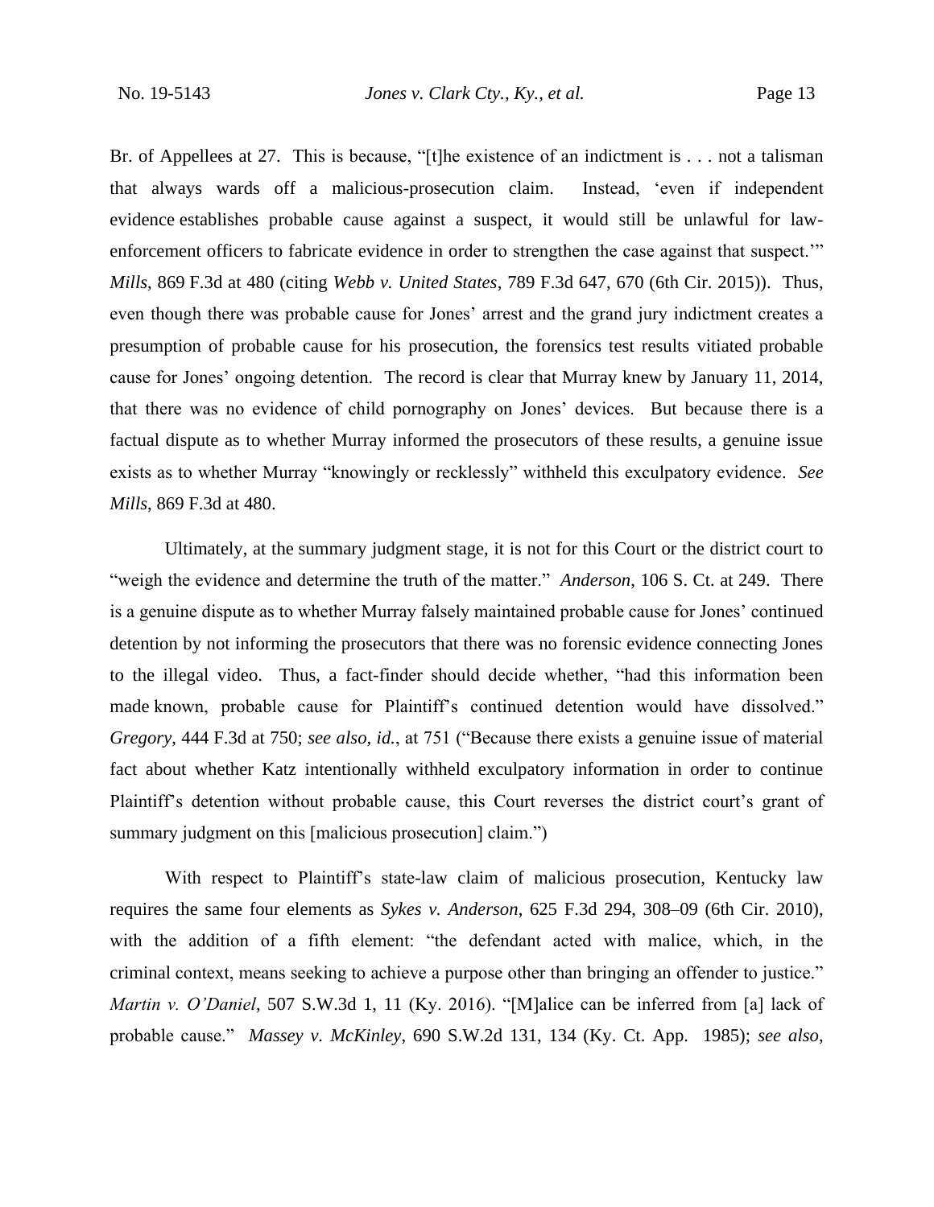Br. of Appellees at 27. This is because, "[t]he existence of an indictment is . . . not a talisman that always wards off a malicious-prosecution claim. Instead, 'even if independent evidence establishes probable cause against a suspect, it would still be unlawful for law-enforcement officers to fabricate evidence in order to strengthen the case against that suspect.'" *Mills*, 869 F.3d at 480 (citing *Webb v. United States*, 789 F.3d 647, 670 (6th Cir. 2015)). Thus, even though there was probable cause for Jones' arrest and the grand jury indictment creates a presumption of probable cause for his prosecution, the forensics test results vitiated probable cause for Jones' ongoing detention. The record is clear that Murray knew by January 11, 2014, that there was no evidence of child pornography on Jones' devices. But because there is a factual dispute as to whether Murray informed the prosecutors of these results, a genuine issue exists as to whether Murray "knowingly or recklessly" withheld this exculpatory evidence. *See Mills*, 869 F.3d at 480.

Ultimately, at the summary judgment stage, it is not for this Court or the district court to "weigh the evidence and determine the truth of the matter." *Anderson*, 106 S. Ct. at 249. There is a genuine dispute as to whether Murray falsely maintained probable cause for Jones' continued detention by not informing the prosecutors that there was no forensic evidence connecting Jones to the illegal video. Thus, a fact-finder should decide whether, "had this information been made known, probable cause for Plaintiff's continued detention would have dissolved." *Gregory*, 444 F.3d at 750; *see also, id.*, at 751 ("Because there exists a genuine issue of material fact about whether Katz intentionally withheld exculpatory information in order to continue Plaintiff's detention without probable cause, this Court reverses the district court's grant of summary judgment on this [malicious prosecution] claim.")

With respect to Plaintiff's state-law claim of malicious prosecution, Kentucky law requires the same four elements as *Sykes v. Anderson*, 625 F.3d 294, 308–09 (6th Cir. 2010), with the addition of a fifth element: "the defendant acted with malice, which, in the criminal context, means seeking to achieve a purpose other than bringing an offender to justice." *Martin v. O'Daniel*, 507 S.W.3d 1, 11 (Ky. 2016). "[M]alice can be inferred from [a] lack of probable cause." *Massey v. McKinley*, 690 S.W.2d 131, 134 (Ky. Ct. App. 1985); *see also,*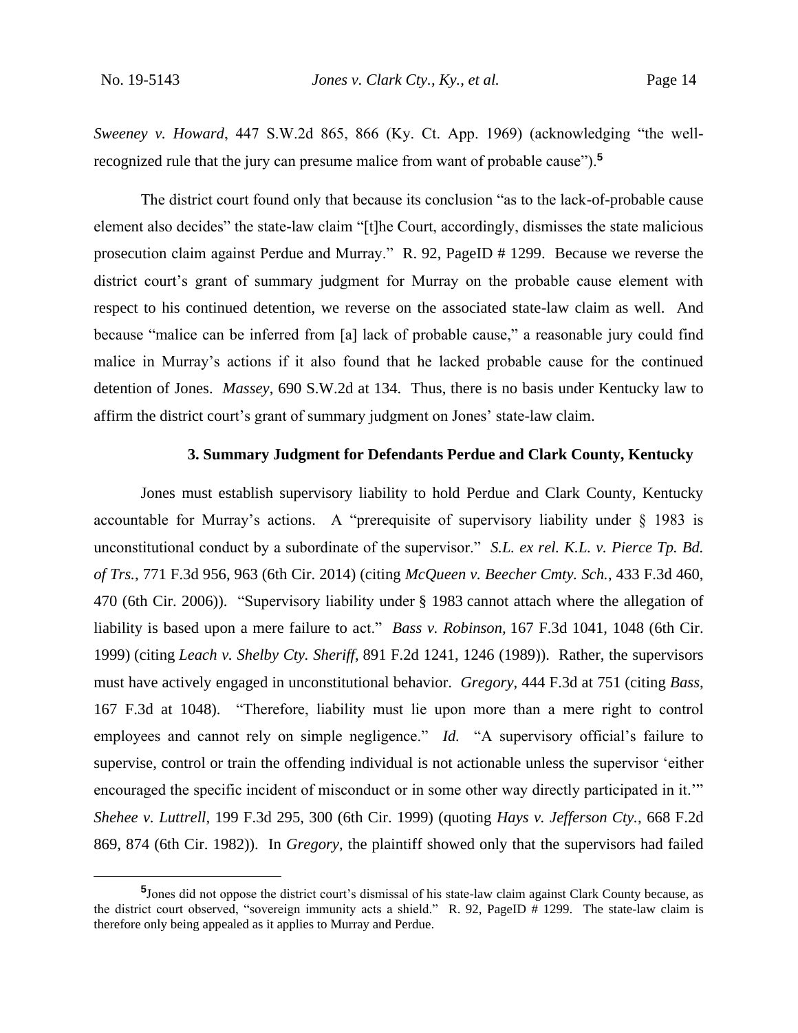*Sweeney v. Howard*, 447 S.W.2d 865, 866 (Ky. Ct. App. 1969) (acknowledging "the well-recognized rule that the jury can presume malice from want of probable cause").[5]

The district court found only that because its conclusion "as to the lack-of-probable cause element also decides" the state-law claim "[t]he Court, accordingly, dismisses the state malicious prosecution claim against Perdue and Murray." R. 92, PageID # 1299. Because we reverse the district court's grant of summary judgment for Murray on the probable cause element with respect to his continued detention, we reverse on the associated state-law claim as well. And because "malice can be inferred from [a] lack of probable cause," a reasonable jury could find malice in Murray's actions if it also found that he lacked probable cause for the continued detention of Jones. *Massey*, 690 S.W.2d at 134. Thus, there is no basis under Kentucky law to affirm the district court's grant of summary judgment on Jones' state-law claim.

### 3. Summary Judgment for Defendants Perdue and Clark County, Kentucky

Jones must establish supervisory liability to hold Perdue and Clark County, Kentucky accountable for Murray's actions. A "prerequisite of supervisory liability under § 1983 is unconstitutional conduct by a subordinate of the supervisor." *S.L. ex rel. K.L. v. Pierce Tp. Bd. of Trs.*, 771 F.3d 956, 963 (6th Cir. 2014) (citing *McQueen v. Beecher Cmty. Sch.*, 433 F.3d 460, 470 (6th Cir. 2006)). "Supervisory liability under § 1983 cannot attach where the allegation of liability is based upon a mere failure to act." *Bass v. Robinson*, 167 F.3d 1041, 1048 (6th Cir. 1999) (citing *Leach v. Shelby Cty. Sheriff*, 891 F.2d 1241, 1246 (1989)). Rather, the supervisors must have actively engaged in unconstitutional behavior. *Gregory*, 444 F.3d at 751 (citing *Bass*, 167 F.3d at 1048). "Therefore, liability must lie upon more than a mere right to control employees and cannot rely on simple negligence." *Id.* "A supervisory official's failure to supervise, control or train the offending individual is not actionable unless the supervisor 'either encouraged the specific incident of misconduct or in some other way directly participated in it.'" *Shehee v. Luttrell*, 199 F.3d 295, 300 (6th Cir. 1999) (quoting *Hays v. Jefferson Cty.*, 668 F.2d 869, 874 (6th Cir. 1982)). In *Gregory*, the plaintiff showed only that the supervisors had failed

[5] Jones did not oppose the district court's dismissal of his state-law claim against Clark County because, as the district court observed, "sovereign immunity acts a shield." R. 92, PageID # 1299. The state-law claim is therefore only being appealed as it applies to Murray and Perdue.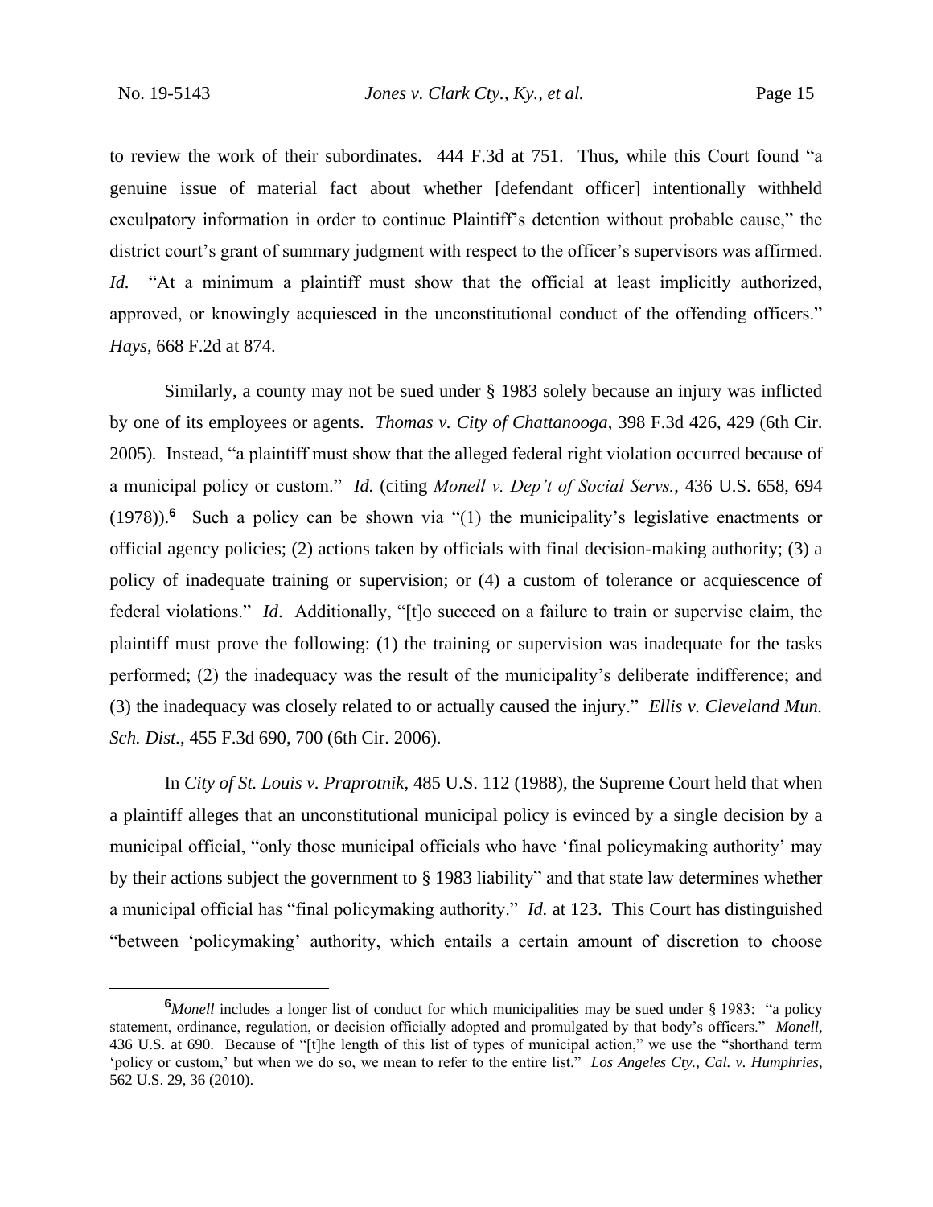to review the work of their subordinates. 444 F.3d at 751. Thus, while this Court found "a genuine issue of material fact about whether [defendant officer] intentionally withheld exculpatory information in order to continue Plaintiff's detention without probable cause," the district court's grant of summary judgment with respect to the officer's supervisors was affirmed. *Id.* "At a minimum a plaintiff must show that the official at least implicitly authorized, approved, or knowingly acquiesced in the unconstitutional conduct of the offending officers." *Hays*, 668 F.2d at 874.

Similarly, a county may not be sued under § 1983 solely because an injury was inflicted by one of its employees or agents. *Thomas v. City of Chattanooga*, 398 F.3d 426, 429 (6th Cir. 2005). Instead, "a plaintiff must show that the alleged federal right violation occurred because of a municipal policy or custom." *Id.* (citing *Monell v. Dep't of Social Servs.*, 436 U.S. 658, 694 (1978)).[6] Such a policy can be shown via "(1) the municipality's legislative enactments or official agency policies; (2) actions taken by officials with final decision-making authority; (3) a policy of inadequate training or supervision; or (4) a custom of tolerance or acquiescence of federal violations." *Id*. Additionally, "[t]o succeed on a failure to train or supervise claim, the plaintiff must prove the following: (1) the training or supervision was inadequate for the tasks performed; (2) the inadequacy was the result of the municipality's deliberate indifference; and (3) the inadequacy was closely related to or actually caused the injury." *Ellis v. Cleveland Mun. Sch. Dist.*, 455 F.3d 690, 700 (6th Cir. 2006).

In *City of St. Louis v. Praprotnik*, 485 U.S. 112 (1988), the Supreme Court held that when a plaintiff alleges that an unconstitutional municipal policy is evinced by a single decision by a municipal official, "only those municipal officials who have 'final policymaking authority' may by their actions subject the government to § 1983 liability" and that state law determines whether a municipal official has "final policymaking authority." *Id.* at 123. This Court has distinguished "between 'policymaking' authority, which entails a certain amount of discretion to choose

---

[6] *Monell* includes a longer list of conduct for which municipalities may be sued under § 1983: "a policy statement, ordinance, regulation, or decision officially adopted and promulgated by that body's officers." *Monell*, 436 U.S. at 690. Because of "[t]he length of this list of types of municipal action," we use the "shorthand term 'policy or custom,' but when we do so, we mean to refer to the entire list." *Los Angeles Cty., Cal. v. Humphries*, 562 U.S. 29, 36 (2010).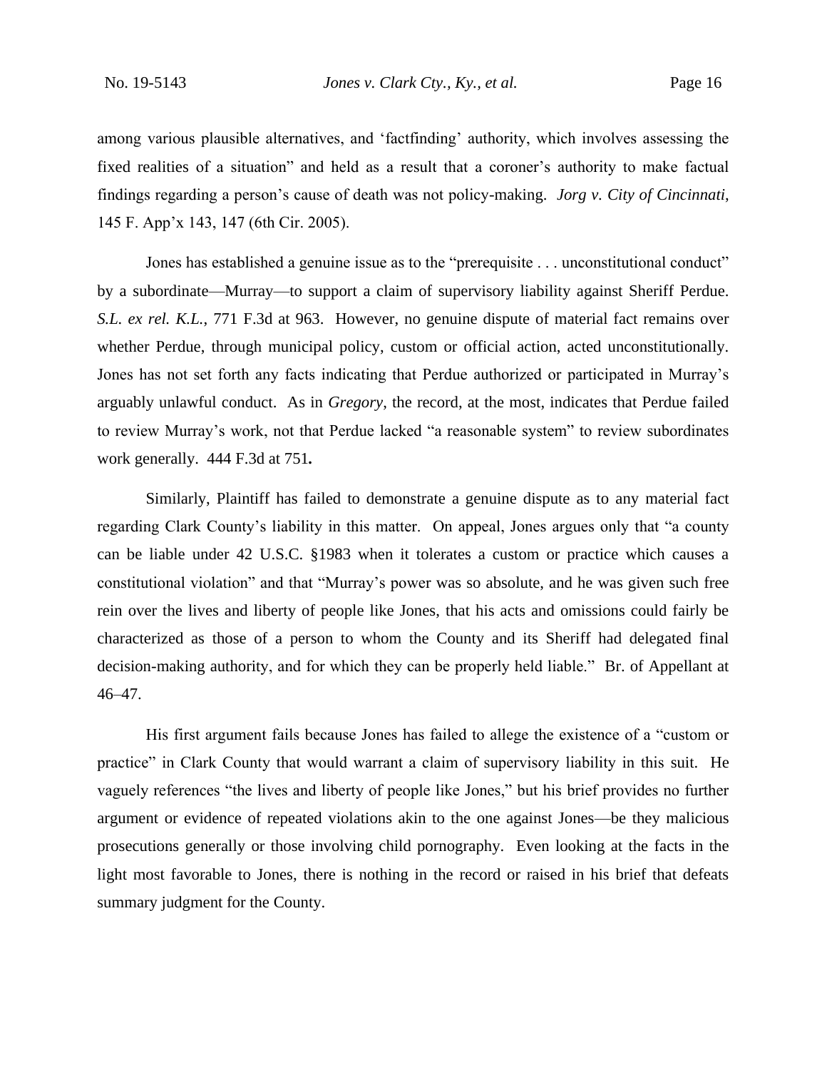among various plausible alternatives, and 'factfinding' authority, which involves assessing the fixed realities of a situation" and held as a result that a coroner's authority to make factual findings regarding a person's cause of death was not policy-making. *Jorg v. City of Cincinnati*, 145 F. App'x 143, 147 (6th Cir. 2005).

Jones has established a genuine issue as to the "prerequisite . . . unconstitutional conduct" by a subordinate—Murray—to support a claim of supervisory liability against Sheriff Perdue. *S.L. ex rel. K.L.*, 771 F.3d at 963. However, no genuine dispute of material fact remains over whether Perdue, through municipal policy, custom or official action, acted unconstitutionally. Jones has not set forth any facts indicating that Perdue authorized or participated in Murray's arguably unlawful conduct. As in *Gregory*, the record, at the most, indicates that Perdue failed to review Murray's work, not that Perdue lacked "a reasonable system" to review subordinates work generally. 444 F.3d at 751**.**

Similarly, Plaintiff has failed to demonstrate a genuine dispute as to any material fact regarding Clark County's liability in this matter. On appeal, Jones argues only that "a county can be liable under 42 U.S.C. §1983 when it tolerates a custom or practice which causes a constitutional violation" and that "Murray's power was so absolute, and he was given such free rein over the lives and liberty of people like Jones, that his acts and omissions could fairly be characterized as those of a person to whom the County and its Sheriff had delegated final decision-making authority, and for which they can be properly held liable." Br. of Appellant at 46–47.

His first argument fails because Jones has failed to allege the existence of a "custom or practice" in Clark County that would warrant a claim of supervisory liability in this suit. He vaguely references "the lives and liberty of people like Jones," but his brief provides no further argument or evidence of repeated violations akin to the one against Jones—be they malicious prosecutions generally or those involving child pornography. Even looking at the facts in the light most favorable to Jones, there is nothing in the record or raised in his brief that defeats summary judgment for the County.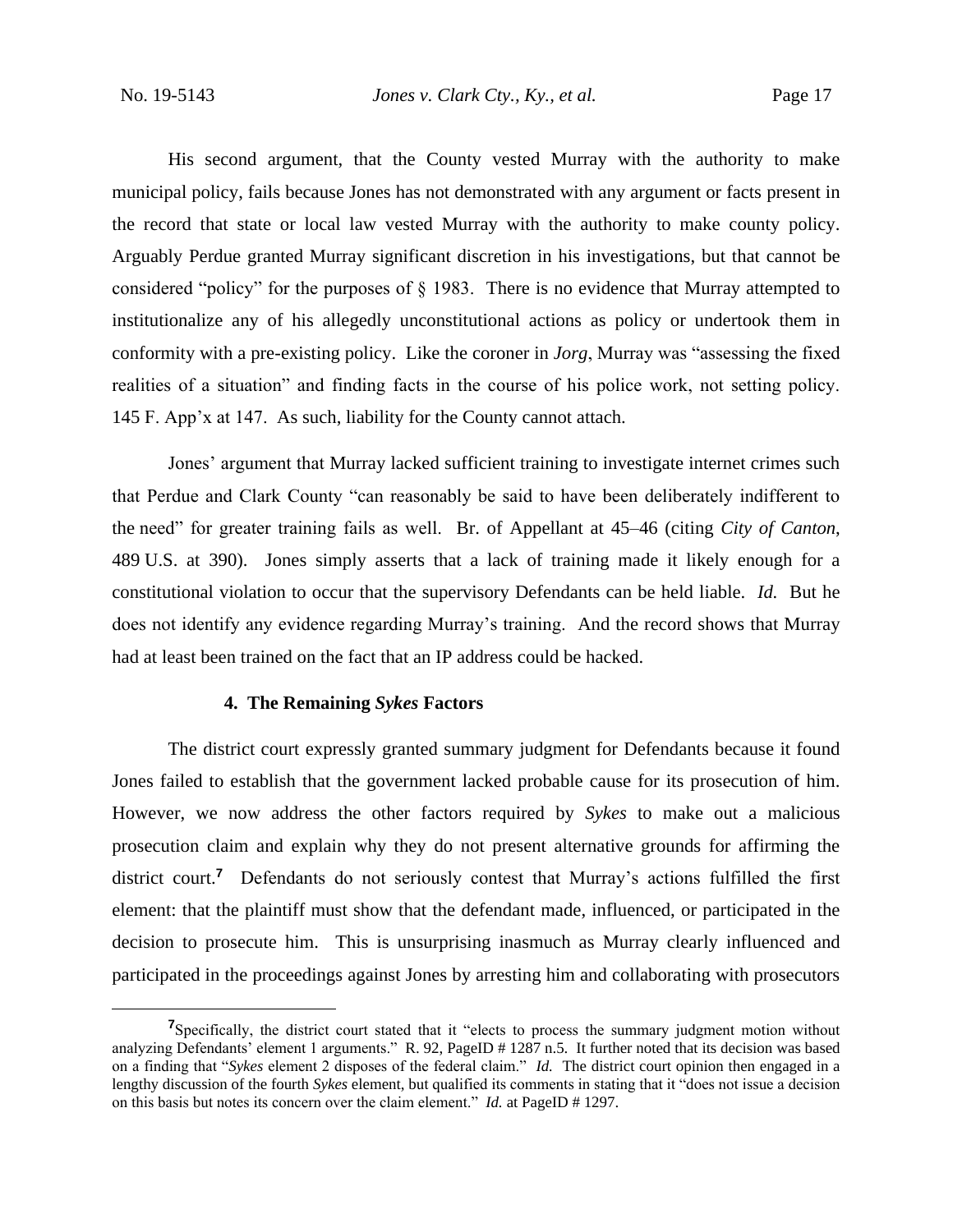His second argument, that the County vested Murray with the authority to make municipal policy, fails because Jones has not demonstrated with any argument or facts present in the record that state or local law vested Murray with the authority to make county policy. Arguably Perdue granted Murray significant discretion in his investigations, but that cannot be considered "policy" for the purposes of § 1983. There is no evidence that Murray attempted to institutionalize any of his allegedly unconstitutional actions as policy or undertook them in conformity with a pre-existing policy. Like the coroner in *Jorg*, Murray was "assessing the fixed realities of a situation" and finding facts in the course of his police work, not setting policy. 145 F. App'x at 147. As such, liability for the County cannot attach.

Jones' argument that Murray lacked sufficient training to investigate internet crimes such that Perdue and Clark County "can reasonably be said to have been deliberately indifferent to the need" for greater training fails as well. Br. of Appellant at 45–46 (citing *City of Canton*, 489 U.S. at 390). Jones simply asserts that a lack of training made it likely enough for a constitutional violation to occur that the supervisory Defendants can be held liable. *Id.* But he does not identify any evidence regarding Murray's training. And the record shows that Murray had at least been trained on the fact that an IP address could be hacked.

### 4. The Remaining *Sykes* Factors

The district court expressly granted summary judgment for Defendants because it found Jones failed to establish that the government lacked probable cause for its prosecution of him. However, we now address the other factors required by *Sykes* to make out a malicious prosecution claim and explain why they do not present alternative grounds for affirming the district court.[7] Defendants do not seriously contest that Murray's actions fulfilled the first element: that the plaintiff must show that the defendant made, influenced, or participated in the decision to prosecute him. This is unsurprising inasmuch as Murray clearly influenced and participated in the proceedings against Jones by arresting him and collaborating with prosecutors

---

[7]Specifically, the district court stated that it "elects to process the summary judgment motion without analyzing Defendants' element 1 arguments." R. 92, PageID # 1287 n.5. It further noted that its decision was based on a finding that "*Sykes* element 2 disposes of the federal claim." *Id.* The district court opinion then engaged in a lengthy discussion of the fourth *Sykes* element, but qualified its comments in stating that it "does not issue a decision on this basis but notes its concern over the claim element." *Id.* at PageID # 1297.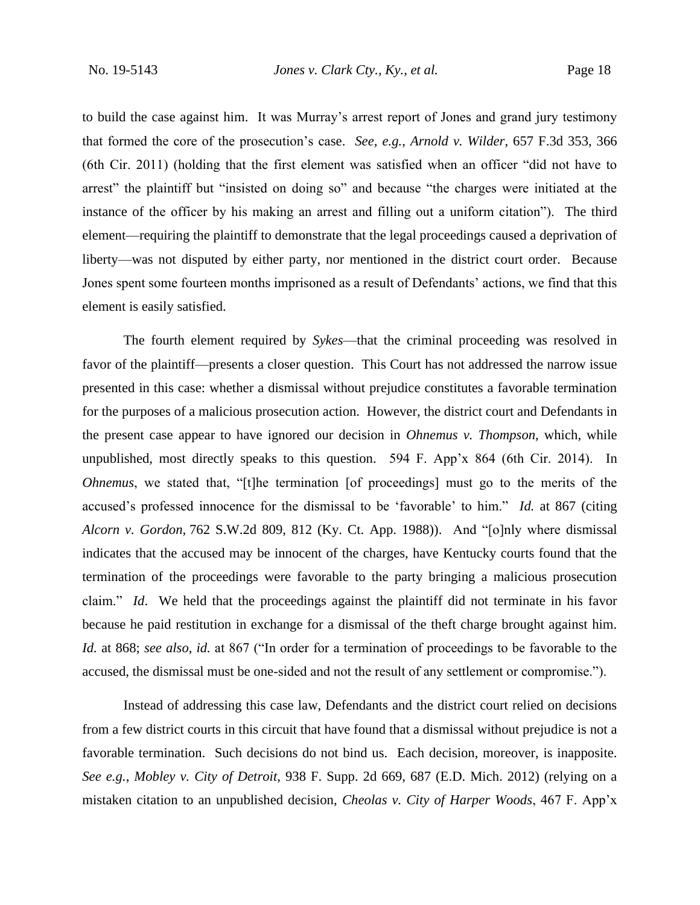to build the case against him. It was Murray's arrest report of Jones and grand jury testimony that formed the core of the prosecution's case. *See, e.g.*, *Arnold v. Wilder*, 657 F.3d 353, 366 (6th Cir. 2011) (holding that the first element was satisfied when an officer "did not have to arrest" the plaintiff but "insisted on doing so" and because "the charges were initiated at the instance of the officer by his making an arrest and filling out a uniform citation"). The third element—requiring the plaintiff to demonstrate that the legal proceedings caused a deprivation of liberty—was not disputed by either party, nor mentioned in the district court order. Because Jones spent some fourteen months imprisoned as a result of Defendants' actions, we find that this element is easily satisfied.

The fourth element required by *Sykes*—that the criminal proceeding was resolved in favor of the plaintiff—presents a closer question. This Court has not addressed the narrow issue presented in this case: whether a dismissal without prejudice constitutes a favorable termination for the purposes of a malicious prosecution action. However, the district court and Defendants in the present case appear to have ignored our decision in *Ohnemus v. Thompson*, which, while unpublished, most directly speaks to this question. 594 F. App'x 864 (6th Cir. 2014). In *Ohnemus*, we stated that, "[t]he termination [of proceedings] must go to the merits of the accused's professed innocence for the dismissal to be 'favorable' to him." *Id.* at 867 (citing *Alcorn v. Gordon*, 762 S.W.2d 809, 812 (Ky. Ct. App. 1988)). And "[o]nly where dismissal indicates that the accused may be innocent of the charges, have Kentucky courts found that the termination of the proceedings were favorable to the party bringing a malicious prosecution claim." *Id*. We held that the proceedings against the plaintiff did not terminate in his favor because he paid restitution in exchange for a dismissal of the theft charge brought against him. *Id.* at 868; *see also*, *id.* at 867 ("In order for a termination of proceedings to be favorable to the accused, the dismissal must be one-sided and not the result of any settlement or compromise.").

Instead of addressing this case law, Defendants and the district court relied on decisions from a few district courts in this circuit that have found that a dismissal without prejudice is not a favorable termination. Such decisions do not bind us. Each decision, moreover, is inapposite. *See e.g.*, *Mobley v. City of Detroit*, 938 F. Supp. 2d 669, 687 (E.D. Mich. 2012) (relying on a mistaken citation to an unpublished decision, *Cheolas v. City of Harper Woods*, 467 F. App'x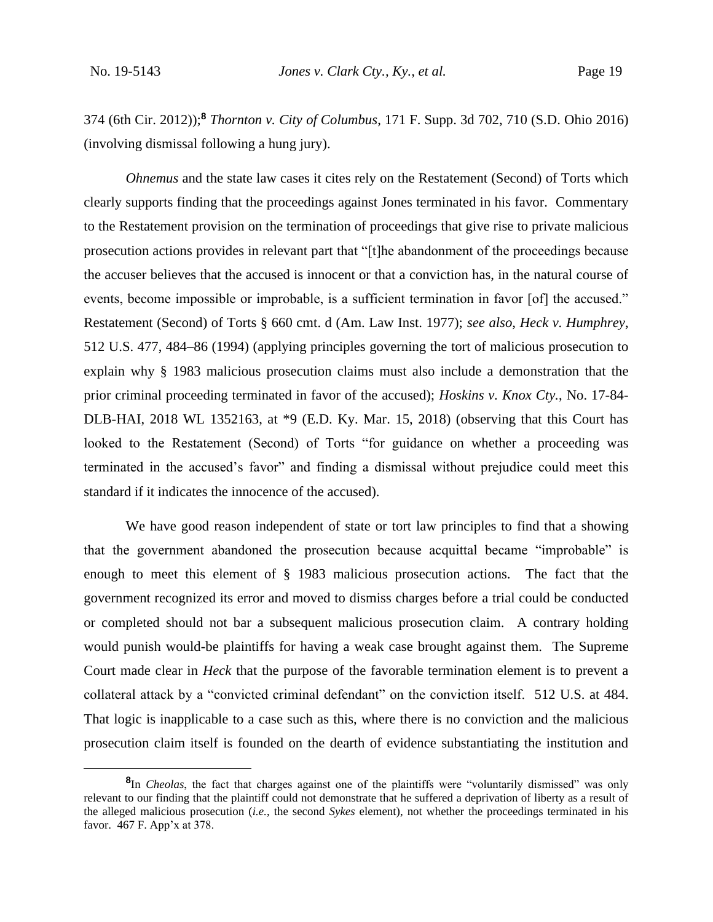374 (6th Cir. 2012));[8] *Thornton v. City of Columbus*, 171 F. Supp. 3d 702, 710 (S.D. Ohio 2016) (involving dismissal following a hung jury).

*Ohnemus* and the state law cases it cites rely on the Restatement (Second) of Torts which clearly supports finding that the proceedings against Jones terminated in his favor. Commentary to the Restatement provision on the termination of proceedings that give rise to private malicious prosecution actions provides in relevant part that "[t]he abandonment of the proceedings because the accuser believes that the accused is innocent or that a conviction has, in the natural course of events, become impossible or improbable, is a sufficient termination in favor [of] the accused." Restatement (Second) of Torts § 660 cmt. d (Am. Law Inst. 1977); *see also*, *Heck v. Humphrey*, 512 U.S. 477, 484–86 (1994) (applying principles governing the tort of malicious prosecution to explain why § 1983 malicious prosecution claims must also include a demonstration that the prior criminal proceeding terminated in favor of the accused); *Hoskins v. Knox Cty.*, No. 17-84-DLB-HAI, 2018 WL 1352163, at *9 (E.D. Ky. Mar. 15, 2018) (observing that this Court has looked to the Restatement (Second) of Torts "for guidance on whether a proceeding was terminated in the accused's favor" and finding a dismissal without prejudice could meet this standard if it indicates the innocence of the accused).

We have good reason independent of state or tort law principles to find that a showing that the government abandoned the prosecution because acquittal became "improbable" is enough to meet this element of § 1983 malicious prosecution actions. The fact that the government recognized its error and moved to dismiss charges before a trial could be conducted or completed should not bar a subsequent malicious prosecution claim. A contrary holding would punish would-be plaintiffs for having a weak case brought against them. The Supreme Court made clear in *Heck* that the purpose of the favorable termination element is to prevent a collateral attack by a "convicted criminal defendant" on the conviction itself. 512 U.S. at 484. That logic is inapplicable to a case such as this, where there is no conviction and the malicious prosecution claim itself is founded on the dearth of evidence substantiating the institution and

[8] In *Cheolas*, the fact that charges against one of the plaintiffs were "voluntarily dismissed" was only relevant to our finding that the plaintiff could not demonstrate that he suffered a deprivation of liberty as a result of the alleged malicious prosecution (*i.e.*, the second *Sykes* element), not whether the proceedings terminated in his favor. 467 F. App'x at 378.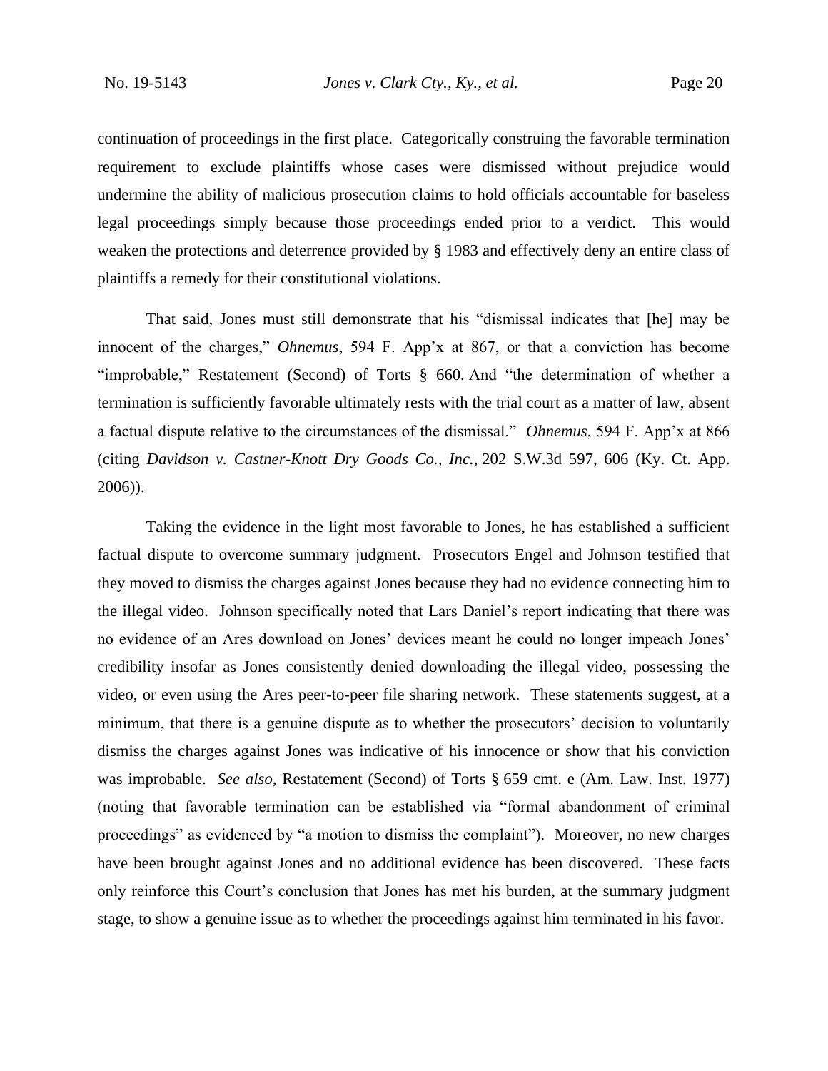continuation of proceedings in the first place. Categorically construing the favorable termination requirement to exclude plaintiffs whose cases were dismissed without prejudice would undermine the ability of malicious prosecution claims to hold officials accountable for baseless legal proceedings simply because those proceedings ended prior to a verdict. This would weaken the protections and deterrence provided by § 1983 and effectively deny an entire class of plaintiffs a remedy for their constitutional violations.

That said, Jones must still demonstrate that his "dismissal indicates that [he] may be innocent of the charges," *Ohnemus*, 594 F. App'x at 867, or that a conviction has become "improbable," Restatement (Second) of Torts § 660. And "the determination of whether a termination is sufficiently favorable ultimately rests with the trial court as a matter of law, absent a factual dispute relative to the circumstances of the dismissal." *Ohnemus*, 594 F. App'x at 866 (citing *Davidson v. Castner-Knott Dry Goods Co., Inc.*, 202 S.W.3d 597, 606 (Ky. Ct. App. 2006)).

Taking the evidence in the light most favorable to Jones, he has established a sufficient factual dispute to overcome summary judgment. Prosecutors Engel and Johnson testified that they moved to dismiss the charges against Jones because they had no evidence connecting him to the illegal video. Johnson specifically noted that Lars Daniel's report indicating that there was no evidence of an Ares download on Jones' devices meant he could no longer impeach Jones' credibility insofar as Jones consistently denied downloading the illegal video, possessing the video, or even using the Ares peer-to-peer file sharing network. These statements suggest, at a minimum, that there is a genuine dispute as to whether the prosecutors' decision to voluntarily dismiss the charges against Jones was indicative of his innocence or show that his conviction was improbable. *See also*, Restatement (Second) of Torts § 659 cmt. e (Am. Law. Inst. 1977) (noting that favorable termination can be established via "formal abandonment of criminal proceedings" as evidenced by "a motion to dismiss the complaint"). Moreover, no new charges have been brought against Jones and no additional evidence has been discovered. These facts only reinforce this Court's conclusion that Jones has met his burden, at the summary judgment stage, to show a genuine issue as to whether the proceedings against him terminated in his favor.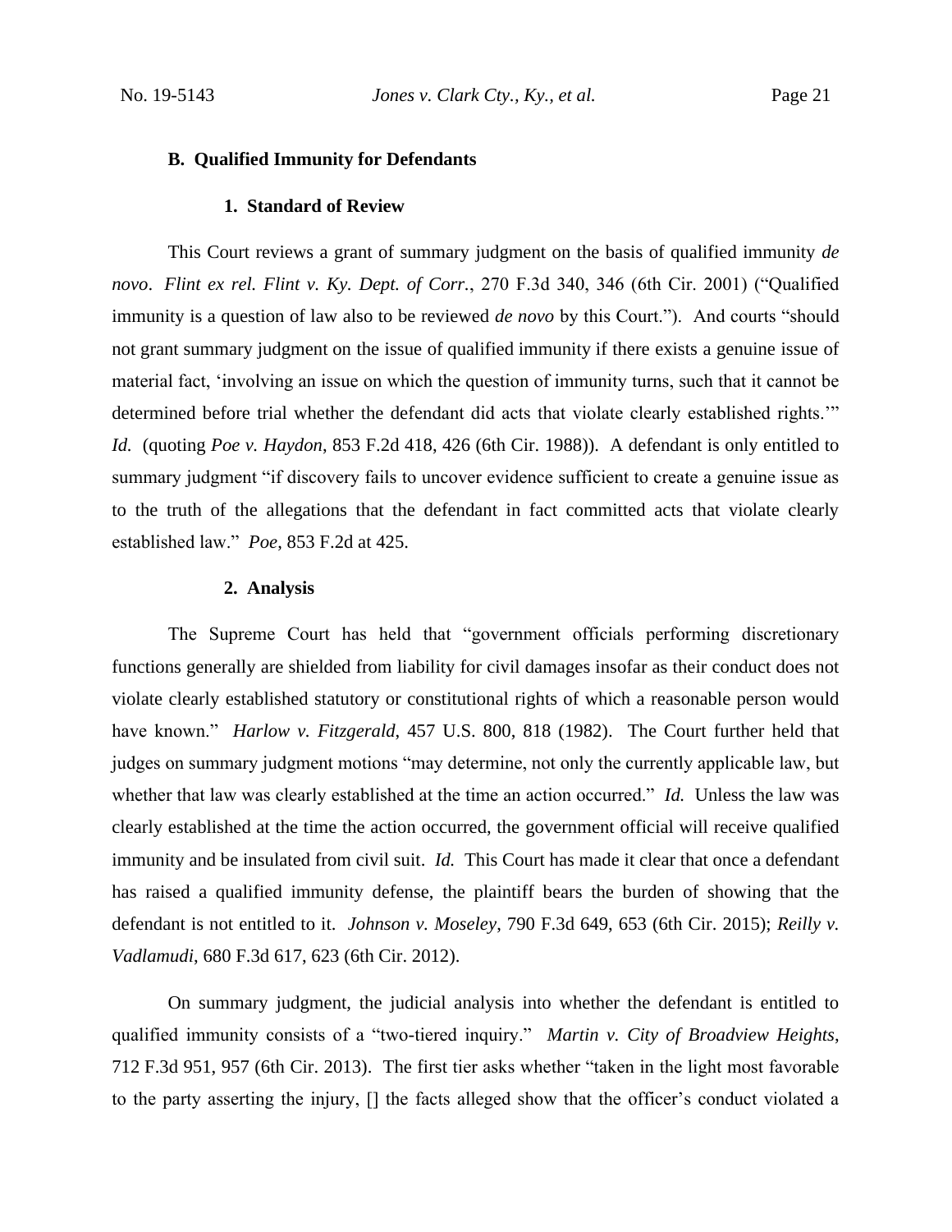### B. Qualified Immunity for Defendants

#### 1. Standard of Review

This Court reviews a grant of summary judgment on the basis of qualified immunity *de novo*. *Flint ex rel. Flint v. Ky. Dept. of Corr.*, 270 F.3d 340, 346 (6th Cir. 2001) ("Qualified immunity is a question of law also to be reviewed *de novo* by this Court."). And courts "should not grant summary judgment on the issue of qualified immunity if there exists a genuine issue of material fact, 'involving an issue on which the question of immunity turns, such that it cannot be determined before trial whether the defendant did acts that violate clearly established rights.'" *Id.* (quoting *Poe v. Haydon*, 853 F.2d 418, 426 (6th Cir. 1988)). A defendant is only entitled to summary judgment "if discovery fails to uncover evidence sufficient to create a genuine issue as to the truth of the allegations that the defendant in fact committed acts that violate clearly established law." *Poe*, 853 F.2d at 425.

#### 2. Analysis

The Supreme Court has held that "government officials performing discretionary functions generally are shielded from liability for civil damages insofar as their conduct does not violate clearly established statutory or constitutional rights of which a reasonable person would have known." *Harlow v. Fitzgerald*, 457 U.S. 800, 818 (1982). The Court further held that judges on summary judgment motions "may determine, not only the currently applicable law, but whether that law was clearly established at the time an action occurred." *Id.* Unless the law was clearly established at the time the action occurred, the government official will receive qualified immunity and be insulated from civil suit. *Id.* This Court has made it clear that once a defendant has raised a qualified immunity defense, the plaintiff bears the burden of showing that the defendant is not entitled to it. *Johnson v. Moseley*, 790 F.3d 649, 653 (6th Cir. 2015); *Reilly v. Vadlamudi*, 680 F.3d 617, 623 (6th Cir. 2012).

On summary judgment, the judicial analysis into whether the defendant is entitled to qualified immunity consists of a "two-tiered inquiry." *Martin v. City of Broadview Heights*, 712 F.3d 951, 957 (6th Cir. 2013). The first tier asks whether "taken in the light most favorable to the party asserting the injury, [] the facts alleged show that the officer's conduct violated a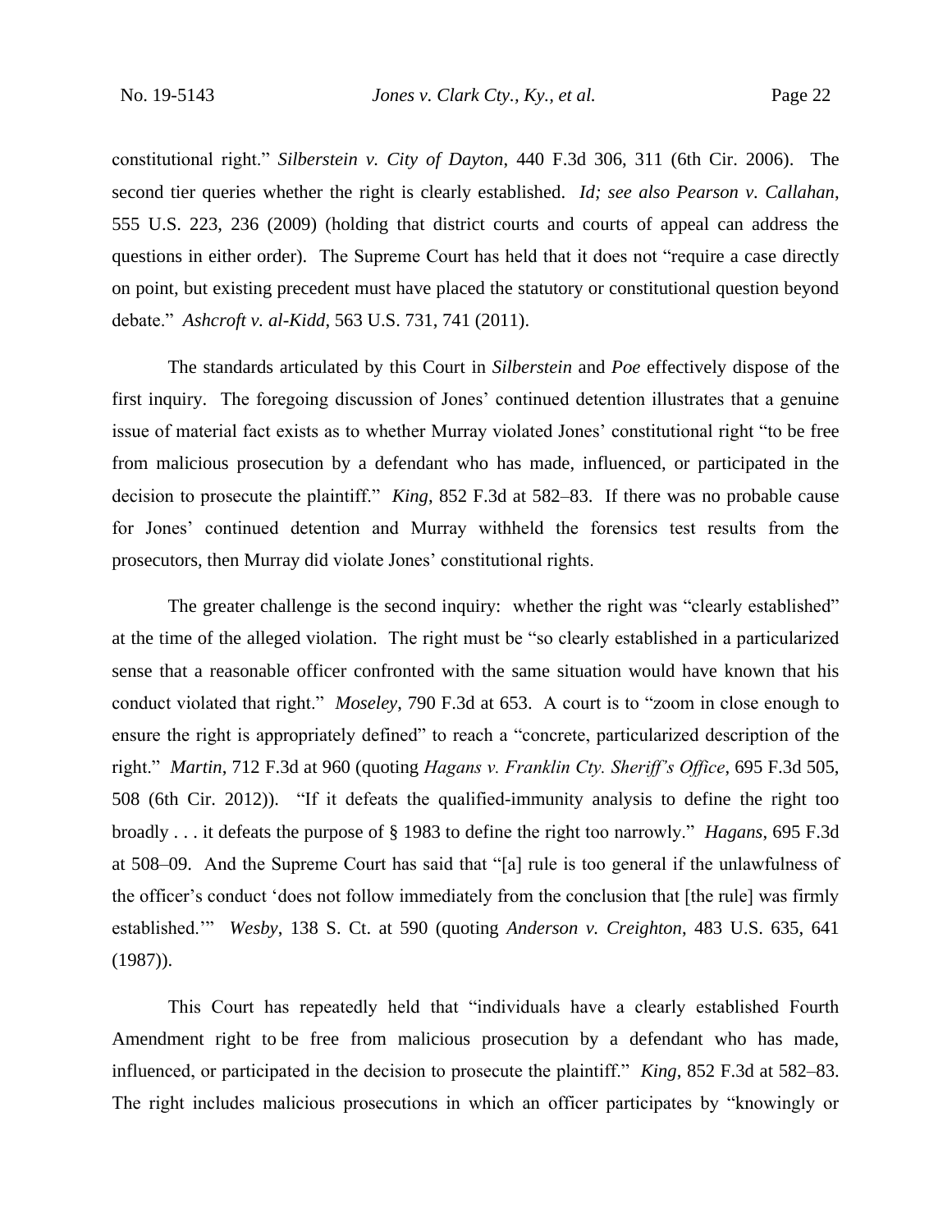constitutional right." *Silberstein v. City of Dayton*, 440 F.3d 306, 311 (6th Cir. 2006). The second tier queries whether the right is clearly established. *Id; see also Pearson v. Callahan*, 555 U.S. 223, 236 (2009) (holding that district courts and courts of appeal can address the questions in either order). The Supreme Court has held that it does not "require a case directly on point, but existing precedent must have placed the statutory or constitutional question beyond debate." *Ashcroft v. al-Kidd*, 563 U.S. 731, 741 (2011).

The standards articulated by this Court in *Silberstein* and *Poe* effectively dispose of the first inquiry. The foregoing discussion of Jones' continued detention illustrates that a genuine issue of material fact exists as to whether Murray violated Jones' constitutional right "to be free from malicious prosecution by a defendant who has made, influenced, or participated in the decision to prosecute the plaintiff." *King*, 852 F.3d at 582–83. If there was no probable cause for Jones' continued detention and Murray withheld the forensics test results from the prosecutors, then Murray did violate Jones' constitutional rights.

The greater challenge is the second inquiry: whether the right was "clearly established" at the time of the alleged violation. The right must be "so clearly established in a particularized sense that a reasonable officer confronted with the same situation would have known that his conduct violated that right." *Moseley*, 790 F.3d at 653. A court is to "zoom in close enough to ensure the right is appropriately defined" to reach a "concrete, particularized description of the right." *Martin*, 712 F.3d at 960 (quoting *Hagans v. Franklin Cty. Sheriff's Office*, 695 F.3d 505, 508 (6th Cir. 2012)). "If it defeats the qualified-immunity analysis to define the right too broadly . . . it defeats the purpose of § 1983 to define the right too narrowly." *Hagans*, 695 F.3d at 508–09. And the Supreme Court has said that "[a] rule is too general if the unlawfulness of the officer's conduct 'does not follow immediately from the conclusion that [the rule] was firmly established.'" *Wesby*, 138 S. Ct. at 590 (quoting *Anderson v. Creighton*, 483 U.S. 635, 641 (1987)).

This Court has repeatedly held that "individuals have a clearly established Fourth Amendment right to be free from malicious prosecution by a defendant who has made, influenced, or participated in the decision to prosecute the plaintiff." *King*, 852 F.3d at 582–83. The right includes malicious prosecutions in which an officer participates by "knowingly or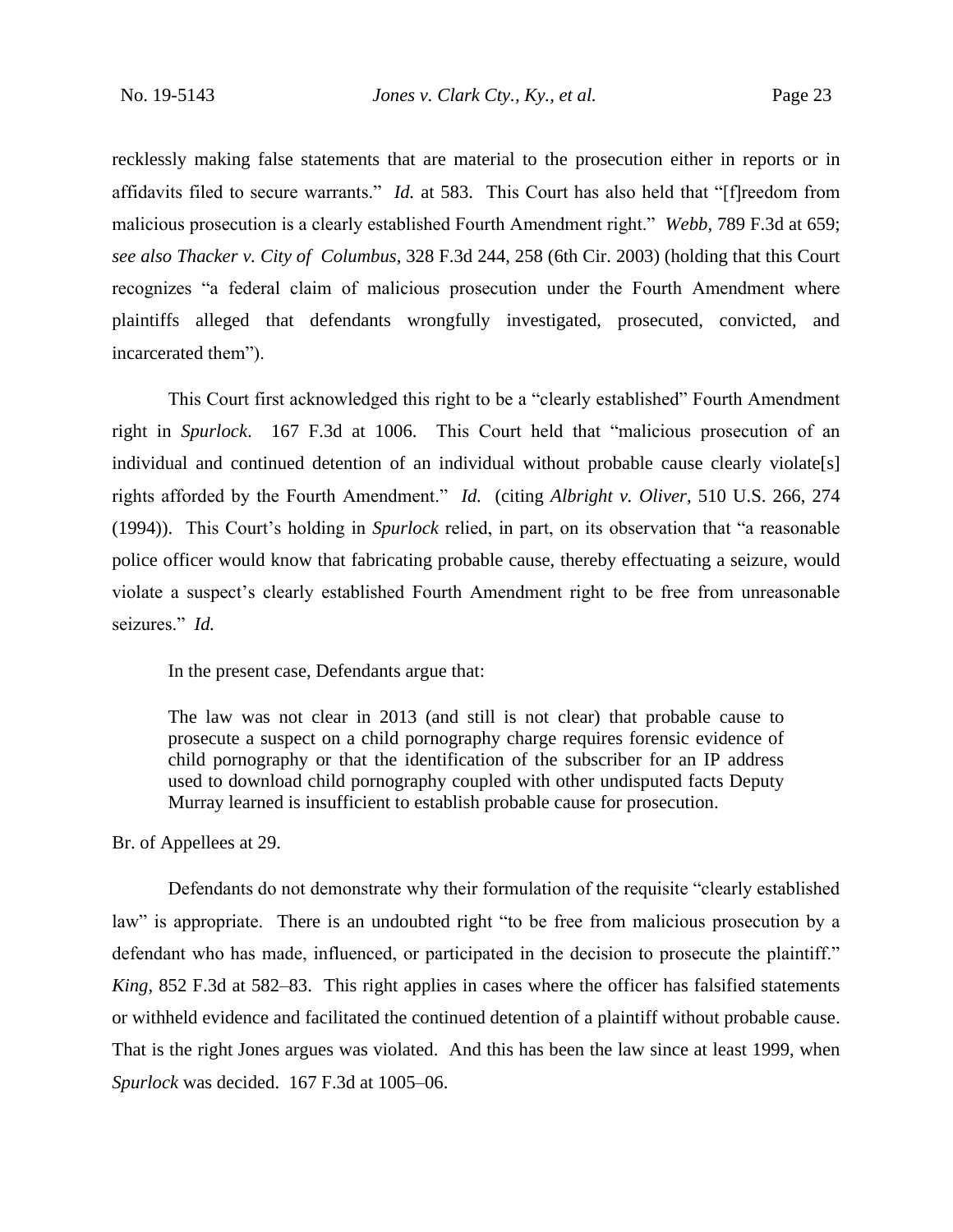recklessly making false statements that are material to the prosecution either in reports or in affidavits filed to secure warrants." *Id.* at 583. This Court has also held that "[f]reedom from malicious prosecution is a clearly established Fourth Amendment right." *Webb*, 789 F.3d at 659; *see also Thacker v. City of Columbus*, 328 F.3d 244, 258 (6th Cir. 2003) (holding that this Court recognizes "a federal claim of malicious prosecution under the Fourth Amendment where plaintiffs alleged that defendants wrongfully investigated, prosecuted, convicted, and incarcerated them").

This Court first acknowledged this right to be a "clearly established" Fourth Amendment right in *Spurlock*. 167 F.3d at 1006. This Court held that "malicious prosecution of an individual and continued detention of an individual without probable cause clearly violate[s] rights afforded by the Fourth Amendment." *Id.* (citing *Albright v. Oliver*, 510 U.S. 266, 274 (1994)). This Court's holding in *Spurlock* relied, in part, on its observation that "a reasonable police officer would know that fabricating probable cause, thereby effectuating a seizure, would violate a suspect's clearly established Fourth Amendment right to be free from unreasonable seizures." *Id.*

In the present case, Defendants argue that:

> The law was not clear in 2013 (and still is not clear) that probable cause to prosecute a suspect on a child pornography charge requires forensic evidence of child pornography or that the identification of the subscriber for an IP address used to download child pornography coupled with other undisputed facts Deputy Murray learned is insufficient to establish probable cause for prosecution.

Br. of Appellees at 29.

Defendants do not demonstrate why their formulation of the requisite "clearly established law" is appropriate. There is an undoubted right "to be free from malicious prosecution by a defendant who has made, influenced, or participated in the decision to prosecute the plaintiff." *King*, 852 F.3d at 582–83. This right applies in cases where the officer has falsified statements or withheld evidence and facilitated the continued detention of a plaintiff without probable cause. That is the right Jones argues was violated. And this has been the law since at least 1999, when *Spurlock* was decided. 167 F.3d at 1005–06.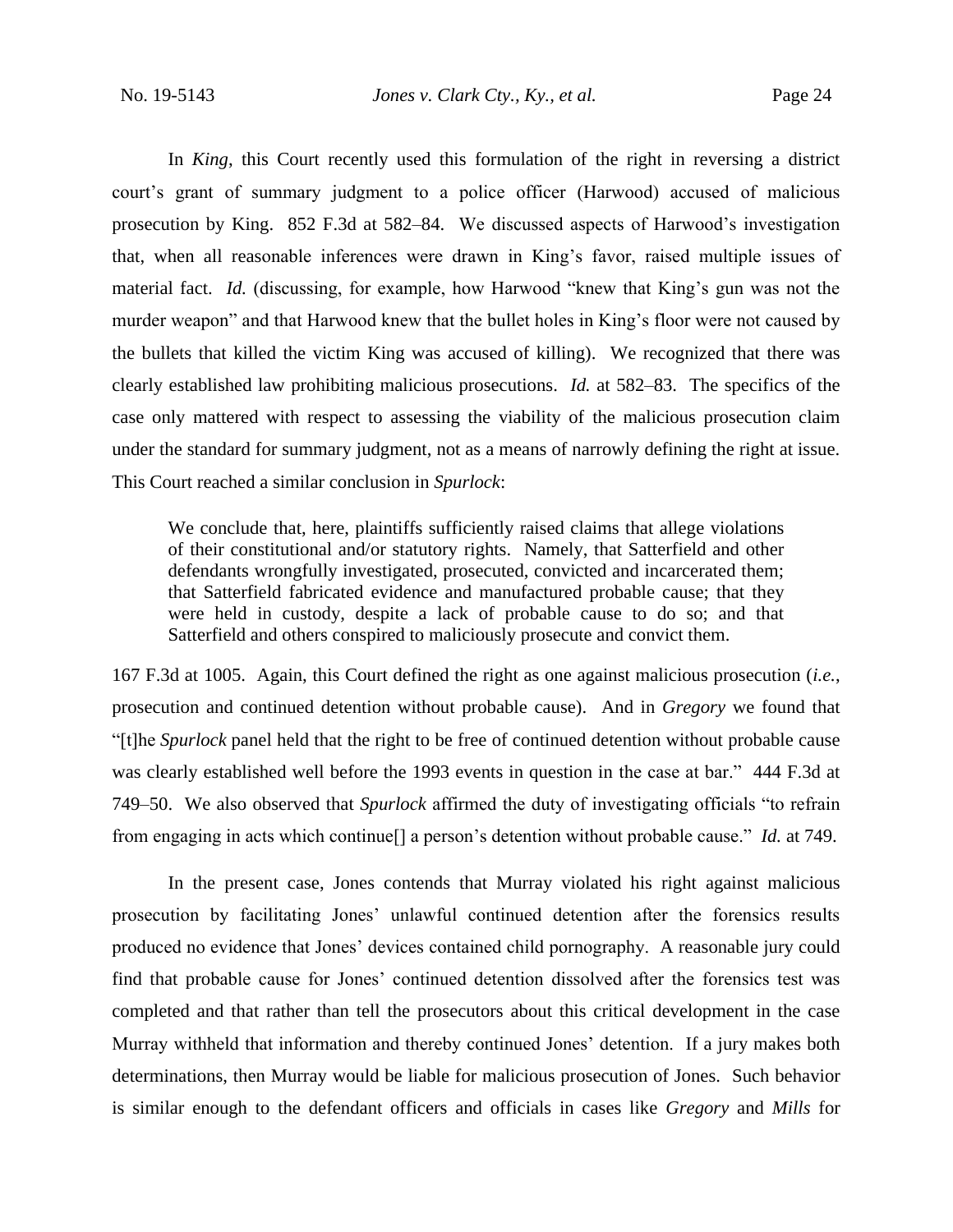In *King*, this Court recently used this formulation of the right in reversing a district court's grant of summary judgment to a police officer (Harwood) accused of malicious prosecution by King. 852 F.3d at 582–84. We discussed aspects of Harwood's investigation that, when all reasonable inferences were drawn in King's favor, raised multiple issues of material fact. *Id.* (discussing, for example, how Harwood "knew that King's gun was not the murder weapon" and that Harwood knew that the bullet holes in King's floor were not caused by the bullets that killed the victim King was accused of killing). We recognized that there was clearly established law prohibiting malicious prosecutions. *Id.* at 582–83. The specifics of the case only mattered with respect to assessing the viability of the malicious prosecution claim under the standard for summary judgment, not as a means of narrowly defining the right at issue. This Court reached a similar conclusion in *Spurlock*:

> We conclude that, here, plaintiffs sufficiently raised claims that allege violations of their constitutional and/or statutory rights. Namely, that Satterfield and other defendants wrongfully investigated, prosecuted, convicted and incarcerated them; that Satterfield fabricated evidence and manufactured probable cause; that they were held in custody, despite a lack of probable cause to do so; and that Satterfield and others conspired to maliciously prosecute and convict them.

167 F.3d at 1005. Again, this Court defined the right as one against malicious prosecution (*i.e.*, prosecution and continued detention without probable cause). And in *Gregory* we found that "[t]he *Spurlock* panel held that the right to be free of continued detention without probable cause was clearly established well before the 1993 events in question in the case at bar." 444 F.3d at 749–50. We also observed that *Spurlock* affirmed the duty of investigating officials "to refrain from engaging in acts which continue[] a person's detention without probable cause." *Id.* at 749.

In the present case, Jones contends that Murray violated his right against malicious prosecution by facilitating Jones' unlawful continued detention after the forensics results produced no evidence that Jones' devices contained child pornography. A reasonable jury could find that probable cause for Jones' continued detention dissolved after the forensics test was completed and that rather than tell the prosecutors about this critical development in the case Murray withheld that information and thereby continued Jones' detention. If a jury makes both determinations, then Murray would be liable for malicious prosecution of Jones. Such behavior is similar enough to the defendant officers and officials in cases like *Gregory* and *Mills* for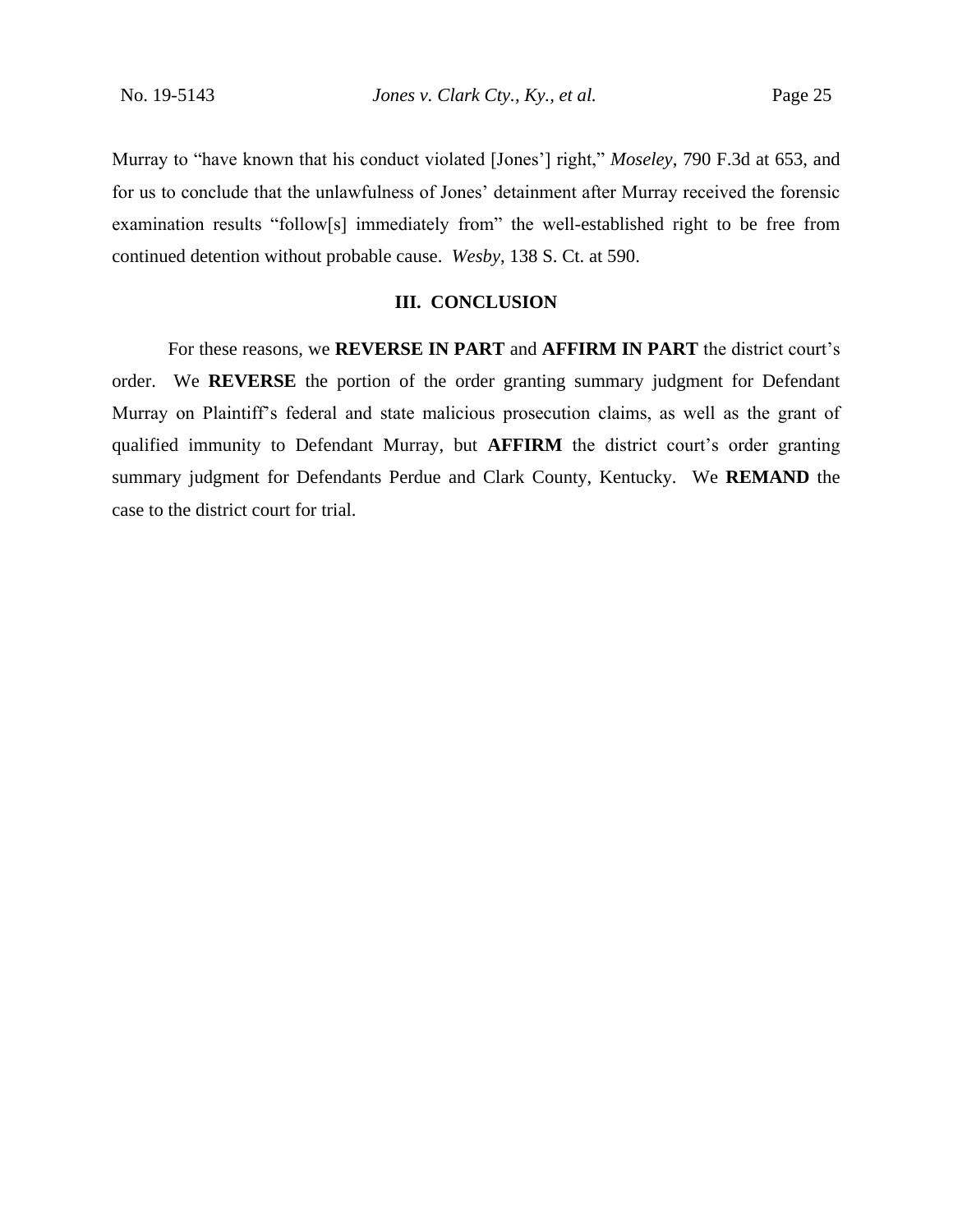Murray to "have known that his conduct violated [Jones'] right," *Moseley*, 790 F.3d at 653, and for us to conclude that the unlawfulness of Jones' detainment after Murray received the forensic examination results "follow[s] immediately from" the well-established right to be free from continued detention without probable cause. *Wesby*, 138 S. Ct. at 590.

## III. CONCLUSION

For these reasons, we **REVERSE IN PART** and **AFFIRM IN PART** the district court's order. We **REVERSE** the portion of the order granting summary judgment for Defendant Murray on Plaintiff's federal and state malicious prosecution claims, as well as the grant of qualified immunity to Defendant Murray, but **AFFIRM** the district court's order granting summary judgment for Defendants Perdue and Clark County, Kentucky. We **REMAND** the case to the district court for trial.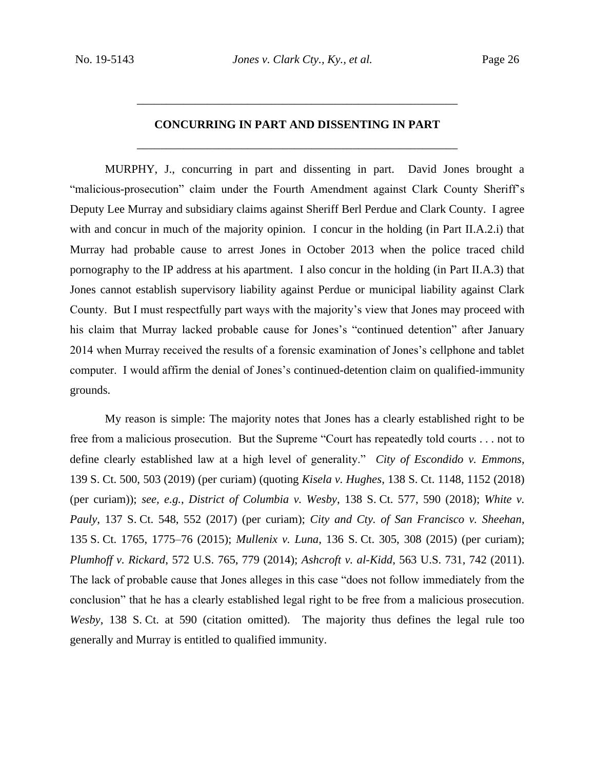---

**CONCURRING IN PART AND DISSENTING IN PART**

---

MURPHY, J., concurring in part and dissenting in part. David Jones brought a "malicious-prosecution" claim under the Fourth Amendment against Clark County Sheriff's Deputy Lee Murray and subsidiary claims against Sheriff Berl Perdue and Clark County. I agree with and concur in much of the majority opinion. I concur in the holding (in Part II.A.2.i) that Murray had probable cause to arrest Jones in October 2013 when the police traced child pornography to the IP address at his apartment. I also concur in the holding (in Part II.A.3) that Jones cannot establish supervisory liability against Perdue or municipal liability against Clark County. But I must respectfully part ways with the majority's view that Jones may proceed with his claim that Murray lacked probable cause for Jones's "continued detention" after January 2014 when Murray received the results of a forensic examination of Jones's cellphone and tablet computer. I would affirm the denial of Jones's continued-detention claim on qualified-immunity grounds.

My reason is simple: The majority notes that Jones has a clearly established right to be free from a malicious prosecution. But the Supreme "Court has repeatedly told courts . . . not to define clearly established law at a high level of generality." *City of Escondido v. Emmons*, 139 S. Ct. 500, 503 (2019) (per curiam) (quoting *Kisela v. Hughes*, 138 S. Ct. 1148, 1152 (2018) (per curiam)); *see, e.g.*, *District of Columbia v. Wesby*, 138 S. Ct. 577, 590 (2018); *White v. Pauly*, 137 S. Ct. 548, 552 (2017) (per curiam); *City and Cty. of San Francisco v. Sheehan*, 135 S. Ct. 1765, 1775–76 (2015); *Mullenix v. Luna*, 136 S. Ct. 305, 308 (2015) (per curiam); *Plumhoff v. Rickard*, 572 U.S. 765, 779 (2014); *Ashcroft v. al-Kidd*, 563 U.S. 731, 742 (2011). The lack of probable cause that Jones alleges in this case "does not follow immediately from the conclusion" that he has a clearly established legal right to be free from a malicious prosecution. *Wesby*, 138 S. Ct. at 590 (citation omitted). The majority thus defines the legal rule too generally and Murray is entitled to qualified immunity.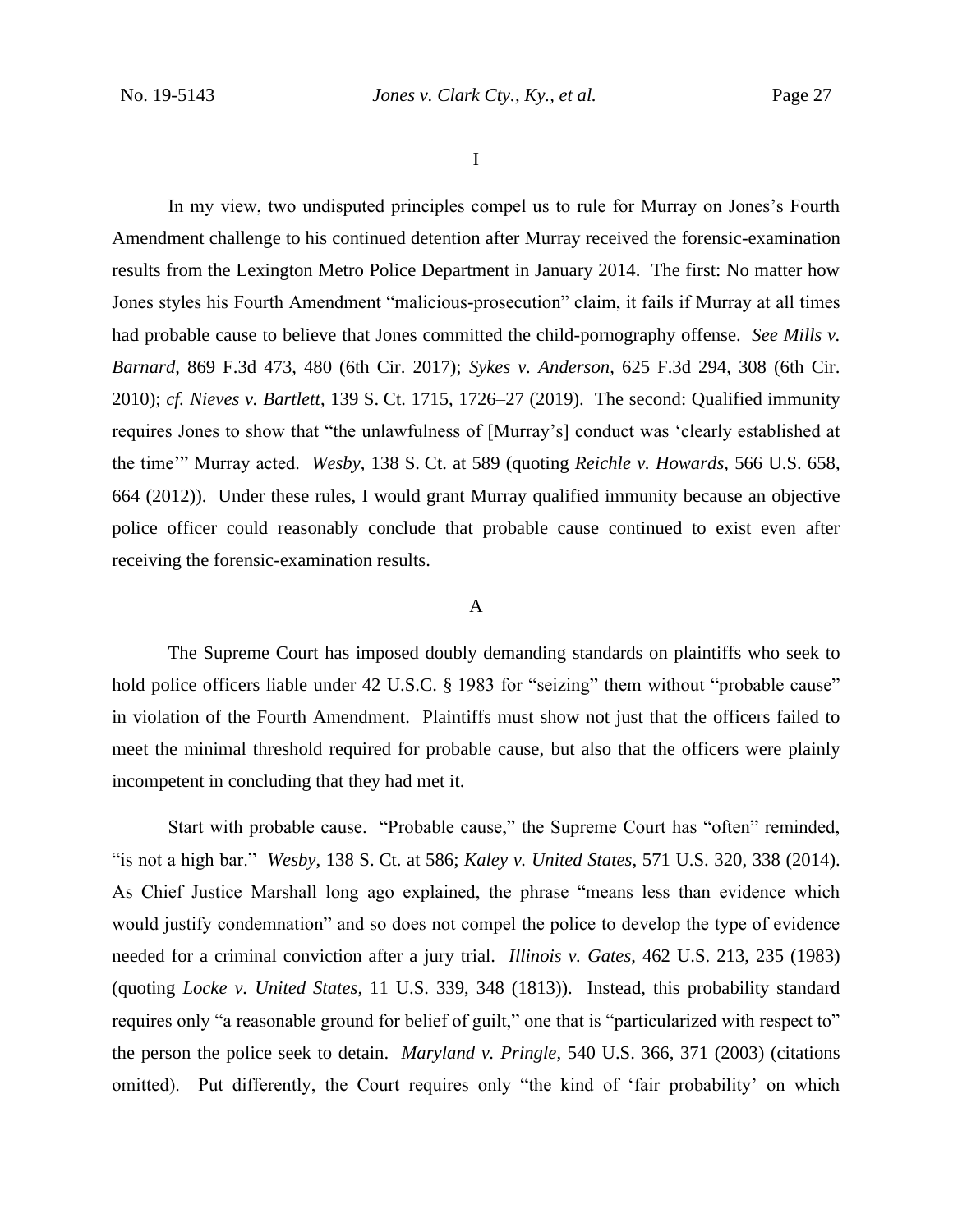I

In my view, two undisputed principles compel us to rule for Murray on Jones's Fourth Amendment challenge to his continued detention after Murray received the forensic-examination results from the Lexington Metro Police Department in January 2014. The first: No matter how Jones styles his Fourth Amendment "malicious-prosecution" claim, it fails if Murray at all times had probable cause to believe that Jones committed the child-pornography offense. *See Mills v. Barnard*, 869 F.3d 473, 480 (6th Cir. 2017); *Sykes v. Anderson*, 625 F.3d 294, 308 (6th Cir. 2010); *cf. Nieves v. Bartlett*, 139 S. Ct. 1715, 1726–27 (2019). The second: Qualified immunity requires Jones to show that "the unlawfulness of [Murray's] conduct was 'clearly established at the time'" Murray acted. *Wesby*, 138 S. Ct. at 589 (quoting *Reichle v. Howards*, 566 U.S. 658, 664 (2012)). Under these rules, I would grant Murray qualified immunity because an objective police officer could reasonably conclude that probable cause continued to exist even after receiving the forensic-examination results.

A

The Supreme Court has imposed doubly demanding standards on plaintiffs who seek to hold police officers liable under 42 U.S.C. § 1983 for "seizing" them without "probable cause" in violation of the Fourth Amendment. Plaintiffs must show not just that the officers failed to meet the minimal threshold required for probable cause, but also that the officers were plainly incompetent in concluding that they had met it.

Start with probable cause. "Probable cause," the Supreme Court has "often" reminded, "is not a high bar." *Wesby*, 138 S. Ct. at 586; *Kaley v. United States*, 571 U.S. 320, 338 (2014). As Chief Justice Marshall long ago explained, the phrase "means less than evidence which would justify condemnation" and so does not compel the police to develop the type of evidence needed for a criminal conviction after a jury trial. *Illinois v. Gates*, 462 U.S. 213, 235 (1983) (quoting *Locke v. United States*, 11 U.S. 339, 348 (1813)). Instead, this probability standard requires only "a reasonable ground for belief of guilt," one that is "particularized with respect to" the person the police seek to detain. *Maryland v. Pringle*, 540 U.S. 366, 371 (2003) (citations omitted). Put differently, the Court requires only "the kind of 'fair probability' on which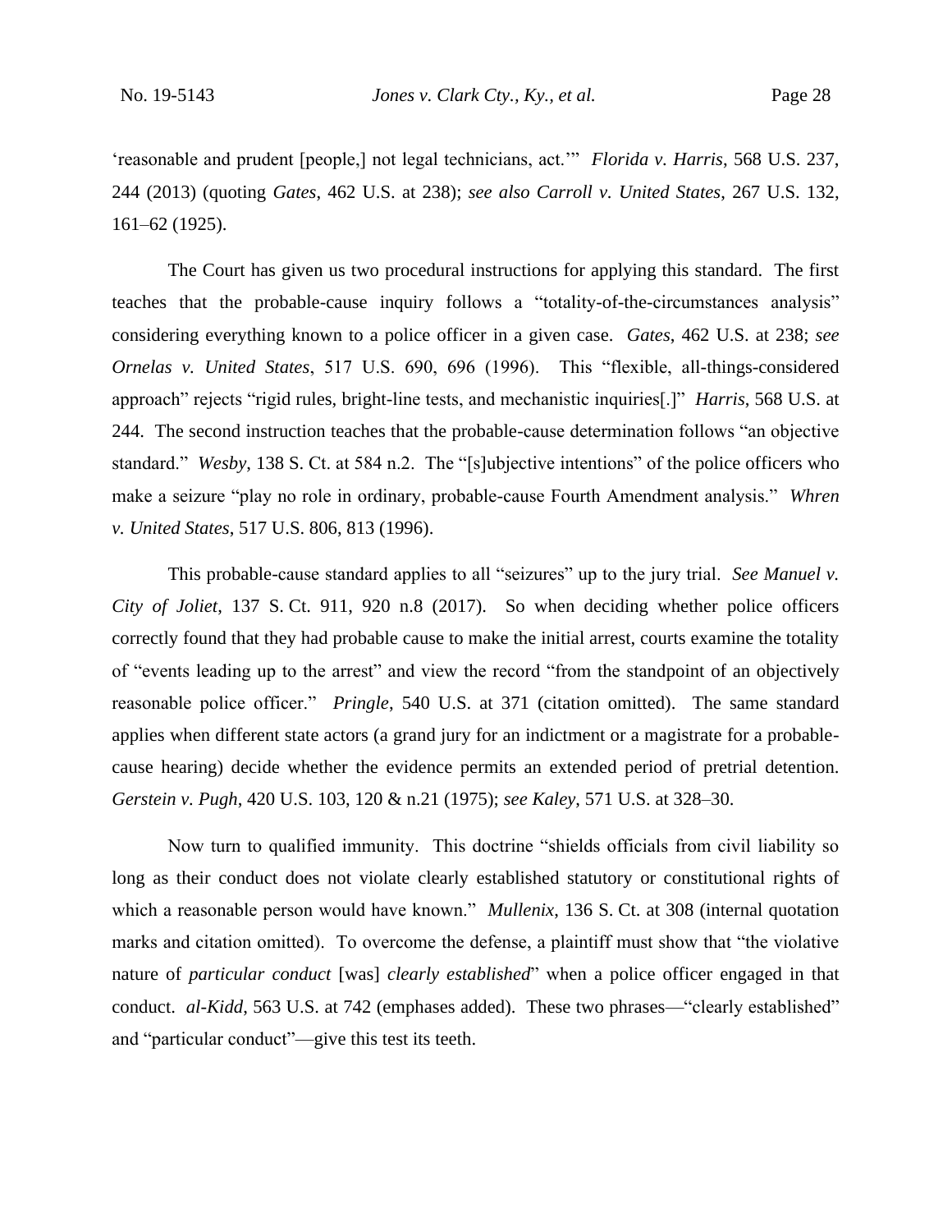'reasonable and prudent [people,] not legal technicians, act.'" *Florida v. Harris*, 568 U.S. 237, 244 (2013) (quoting *Gates*, 462 U.S. at 238); *see also Carroll v. United States*, 267 U.S. 132, 161–62 (1925).

The Court has given us two procedural instructions for applying this standard. The first teaches that the probable-cause inquiry follows a "totality-of-the-circumstances analysis" considering everything known to a police officer in a given case. *Gates*, 462 U.S. at 238; *see Ornelas v. United States*, 517 U.S. 690, 696 (1996). This "flexible, all-things-considered approach" rejects "rigid rules, bright-line tests, and mechanistic inquiries[.]" *Harris*, 568 U.S. at 244. The second instruction teaches that the probable-cause determination follows "an objective standard." *Wesby*, 138 S. Ct. at 584 n.2. The "[s]ubjective intentions" of the police officers who make a seizure "play no role in ordinary, probable-cause Fourth Amendment analysis." *Whren v. United States*, 517 U.S. 806, 813 (1996).

This probable-cause standard applies to all "seizures" up to the jury trial. *See Manuel v. City of Joliet*, 137 S. Ct. 911, 920 n.8 (2017). So when deciding whether police officers correctly found that they had probable cause to make the initial arrest, courts examine the totality of "events leading up to the arrest" and view the record "from the standpoint of an objectively reasonable police officer." *Pringle*, 540 U.S. at 371 (citation omitted). The same standard applies when different state actors (a grand jury for an indictment or a magistrate for a probable-cause hearing) decide whether the evidence permits an extended period of pretrial detention. *Gerstein v. Pugh*, 420 U.S. 103, 120 & n.21 (1975); *see Kaley*, 571 U.S. at 328–30.

Now turn to qualified immunity. This doctrine "shields officials from civil liability so long as their conduct does not violate clearly established statutory or constitutional rights of which a reasonable person would have known." *Mullenix*, 136 S. Ct. at 308 (internal quotation marks and citation omitted). To overcome the defense, a plaintiff must show that "the violative nature of *particular conduct* [was] *clearly established*" when a police officer engaged in that conduct. *al-Kidd*, 563 U.S. at 742 (emphases added). These two phrases—"clearly established" and "particular conduct"—give this test its teeth.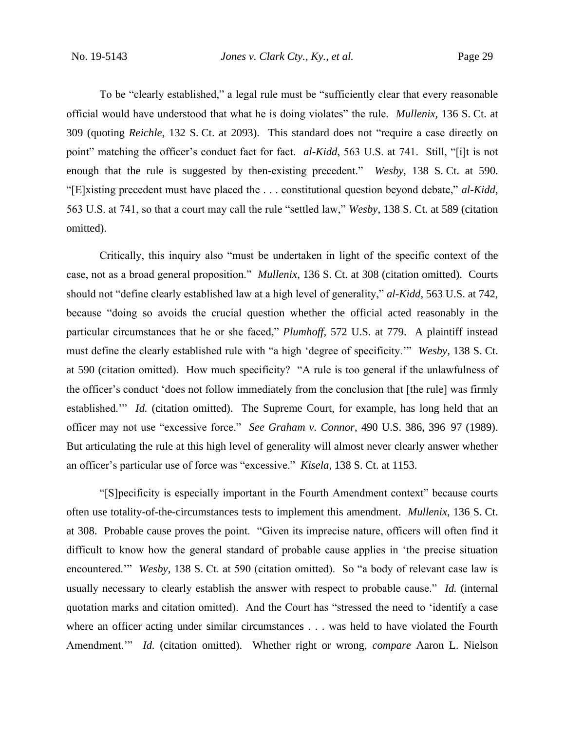To be "clearly established," a legal rule must be "sufficiently clear that every reasonable official would have understood that what he is doing violates" the rule. *Mullenix*, 136 S. Ct. at 309 (quoting *Reichle*, 132 S. Ct. at 2093). This standard does not "require a case directly on point" matching the officer's conduct fact for fact. *al-Kidd*, 563 U.S. at 741. Still, "[i]t is not enough that the rule is suggested by then-existing precedent." *Wesby*, 138 S. Ct. at 590. "[E]xisting precedent must have placed the . . . constitutional question beyond debate," *al-Kidd*, 563 U.S. at 741, so that a court may call the rule "settled law," *Wesby*, 138 S. Ct. at 589 (citation omitted).

Critically, this inquiry also "must be undertaken in light of the specific context of the case, not as a broad general proposition." *Mullenix*, 136 S. Ct. at 308 (citation omitted). Courts should not "define clearly established law at a high level of generality," *al-Kidd*, 563 U.S. at 742, because "doing so avoids the crucial question whether the official acted reasonably in the particular circumstances that he or she faced," *Plumhoff*, 572 U.S. at 779. A plaintiff instead must define the clearly established rule with "a high 'degree of specificity.'" *Wesby*, 138 S. Ct. at 590 (citation omitted). How much specificity? "A rule is too general if the unlawfulness of the officer's conduct 'does not follow immediately from the conclusion that [the rule] was firmly established.'" *Id.* (citation omitted). The Supreme Court, for example, has long held that an officer may not use "excessive force." *See Graham v. Connor*, 490 U.S. 386, 396–97 (1989). But articulating the rule at this high level of generality will almost never clearly answer whether an officer's particular use of force was "excessive." *Kisela*, 138 S. Ct. at 1153.

"[S]pecificity is especially important in the Fourth Amendment context" because courts often use totality-of-the-circumstances tests to implement this amendment. *Mullenix*, 136 S. Ct. at 308. Probable cause proves the point. "Given its imprecise nature, officers will often find it difficult to know how the general standard of probable cause applies in 'the precise situation encountered.'" *Wesby*, 138 S. Ct. at 590 (citation omitted). So "a body of relevant case law is usually necessary to clearly establish the answer with respect to probable cause." *Id.* (internal quotation marks and citation omitted). And the Court has "stressed the need to 'identify a case where an officer acting under similar circumstances . . . was held to have violated the Fourth Amendment.'" *Id.* (citation omitted). Whether right or wrong, *compare* Aaron L. Nielson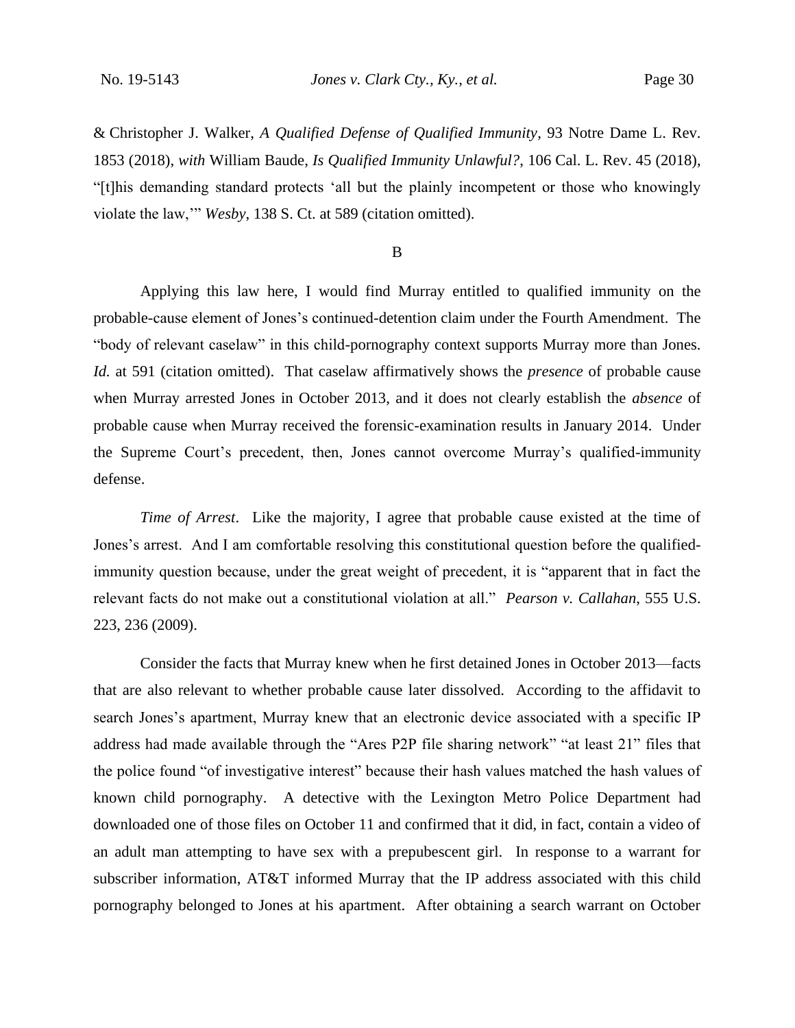& Christopher J. Walker, *A Qualified Defense of Qualified Immunity*, 93 Notre Dame L. Rev. 1853 (2018), *with* William Baude, *Is Qualified Immunity Unlawful?*, 106 Cal. L. Rev. 45 (2018), "[t]his demanding standard protects 'all but the plainly incompetent or those who knowingly violate the law,'" *Wesby*, 138 S. Ct. at 589 (citation omitted).

B

Applying this law here, I would find Murray entitled to qualified immunity on the probable-cause element of Jones's continued-detention claim under the Fourth Amendment. The "body of relevant caselaw" in this child-pornography context supports Murray more than Jones. *Id.* at 591 (citation omitted). That caselaw affirmatively shows the *presence* of probable cause when Murray arrested Jones in October 2013, and it does not clearly establish the *absence* of probable cause when Murray received the forensic-examination results in January 2014. Under the Supreme Court's precedent, then, Jones cannot overcome Murray's qualified-immunity defense.

*Time of Arrest*. Like the majority, I agree that probable cause existed at the time of Jones's arrest. And I am comfortable resolving this constitutional question before the qualified-immunity question because, under the great weight of precedent, it is "apparent that in fact the relevant facts do not make out a constitutional violation at all." *Pearson v. Callahan*, 555 U.S. 223, 236 (2009).

Consider the facts that Murray knew when he first detained Jones in October 2013—facts that are also relevant to whether probable cause later dissolved. According to the affidavit to search Jones's apartment, Murray knew that an electronic device associated with a specific IP address had made available through the "Ares P2P file sharing network" "at least 21" files that the police found "of investigative interest" because their hash values matched the hash values of known child pornography. A detective with the Lexington Metro Police Department had downloaded one of those files on October 11 and confirmed that it did, in fact, contain a video of an adult man attempting to have sex with a prepubescent girl. In response to a warrant for subscriber information, AT&T informed Murray that the IP address associated with this child pornography belonged to Jones at his apartment. After obtaining a search warrant on October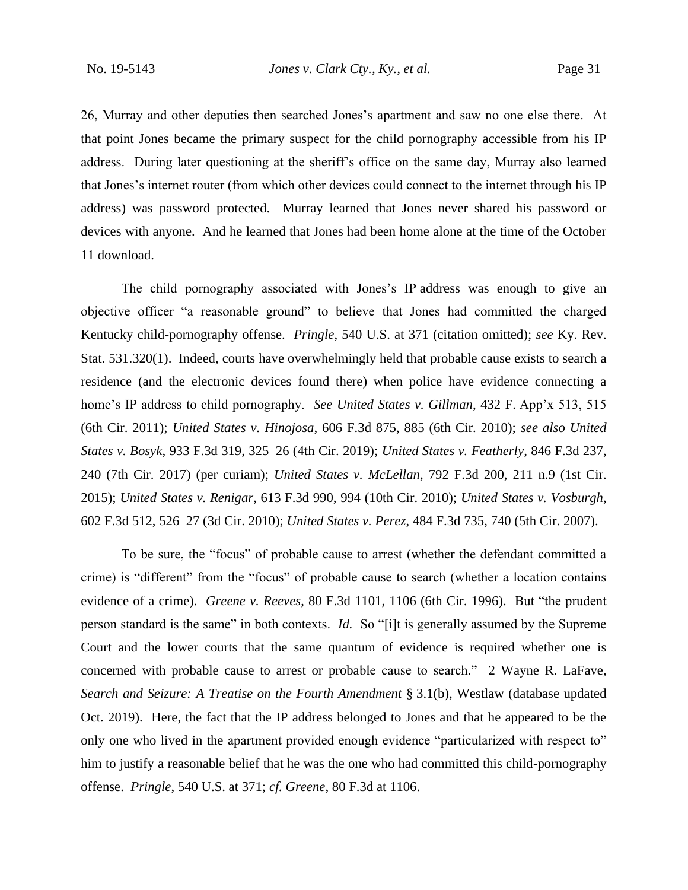26, Murray and other deputies then searched Jones's apartment and saw no one else there. At that point Jones became the primary suspect for the child pornography accessible from his IP address. During later questioning at the sheriff's office on the same day, Murray also learned that Jones's internet router (from which other devices could connect to the internet through his IP address) was password protected. Murray learned that Jones never shared his password or devices with anyone. And he learned that Jones had been home alone at the time of the October 11 download.

The child pornography associated with Jones's IP address was enough to give an objective officer "a reasonable ground" to believe that Jones had committed the charged Kentucky child-pornography offense. *Pringle*, 540 U.S. at 371 (citation omitted); *see* Ky. Rev. Stat. 531.320(1). Indeed, courts have overwhelmingly held that probable cause exists to search a residence (and the electronic devices found there) when police have evidence connecting a home's IP address to child pornography. *See United States v. Gillman*, 432 F. App'x 513, 515 (6th Cir. 2011); *United States v. Hinojosa*, 606 F.3d 875, 885 (6th Cir. 2010); *see also United States v. Bosyk*, 933 F.3d 319, 325–26 (4th Cir. 2019); *United States v. Featherly*, 846 F.3d 237, 240 (7th Cir. 2017) (per curiam); *United States v. McLellan*, 792 F.3d 200, 211 n.9 (1st Cir. 2015); *United States v. Renigar*, 613 F.3d 990, 994 (10th Cir. 2010); *United States v. Vosburgh*, 602 F.3d 512, 526–27 (3d Cir. 2010); *United States v. Perez*, 484 F.3d 735, 740 (5th Cir. 2007).

To be sure, the "focus" of probable cause to arrest (whether the defendant committed a crime) is "different" from the "focus" of probable cause to search (whether a location contains evidence of a crime). *Greene v. Reeves*, 80 F.3d 1101, 1106 (6th Cir. 1996). But "the prudent person standard is the same" in both contexts. *Id.* So "[i]t is generally assumed by the Supreme Court and the lower courts that the same quantum of evidence is required whether one is concerned with probable cause to arrest or probable cause to search." 2 Wayne R. LaFave, *Search and Seizure: A Treatise on the Fourth Amendment* § 3.1(b), Westlaw (database updated Oct. 2019). Here, the fact that the IP address belonged to Jones and that he appeared to be the only one who lived in the apartment provided enough evidence "particularized with respect to" him to justify a reasonable belief that he was the one who had committed this child-pornography offense. *Pringle*, 540 U.S. at 371; *cf. Greene*, 80 F.3d at 1106.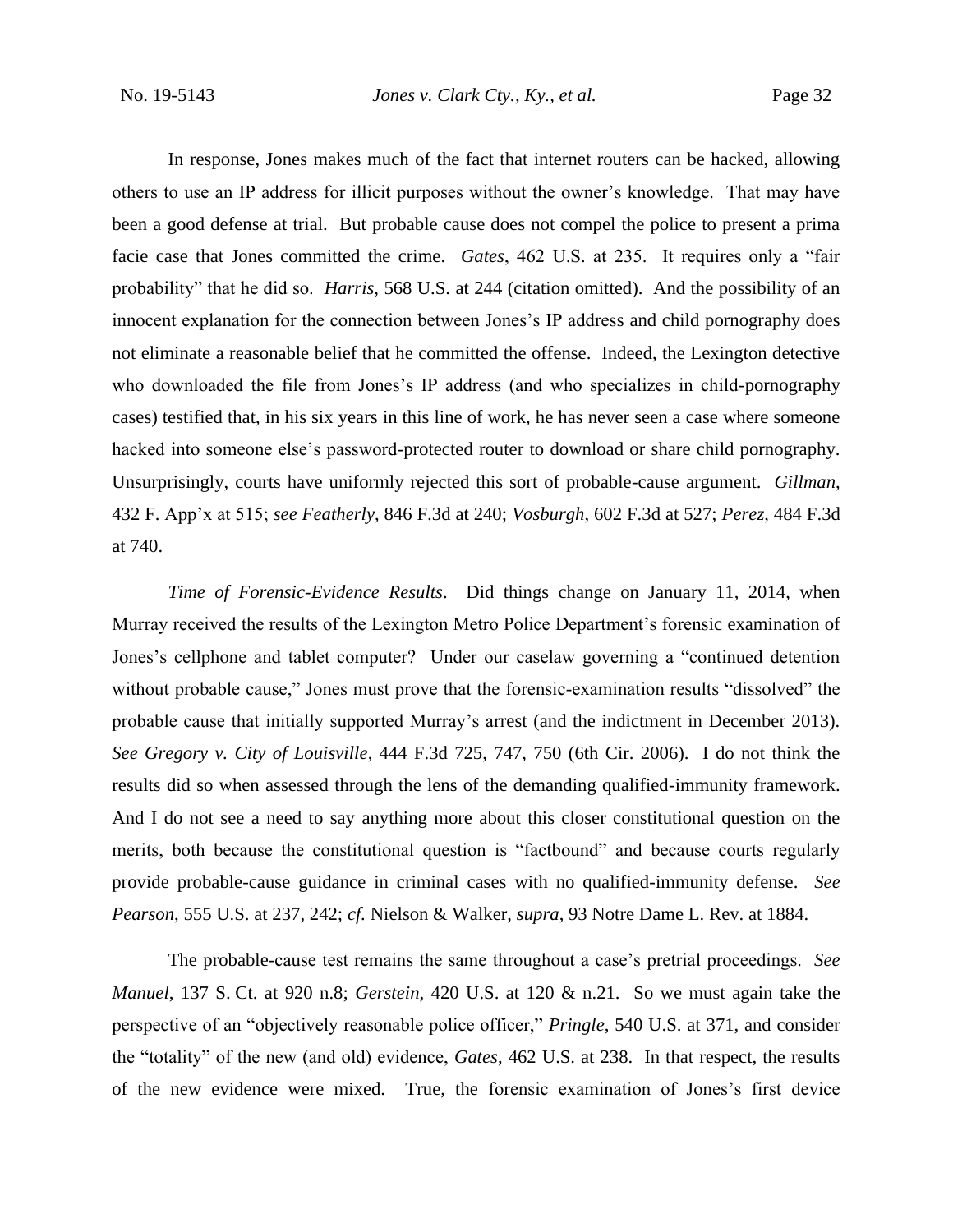In response, Jones makes much of the fact that internet routers can be hacked, allowing others to use an IP address for illicit purposes without the owner's knowledge. That may have been a good defense at trial. But probable cause does not compel the police to present a prima facie case that Jones committed the crime. *Gates*, 462 U.S. at 235. It requires only a "fair probability" that he did so. *Harris*, 568 U.S. at 244 (citation omitted). And the possibility of an innocent explanation for the connection between Jones's IP address and child pornography does not eliminate a reasonable belief that he committed the offense. Indeed, the Lexington detective who downloaded the file from Jones's IP address (and who specializes in child-pornography cases) testified that, in his six years in this line of work, he has never seen a case where someone hacked into someone else's password-protected router to download or share child pornography. Unsurprisingly, courts have uniformly rejected this sort of probable-cause argument. *Gillman*, 432 F. App'x at 515; *see Featherly*, 846 F.3d at 240; *Vosburgh*, 602 F.3d at 527; *Perez*, 484 F.3d at 740.

*Time of Forensic-Evidence Results*. Did things change on January 11, 2014, when Murray received the results of the Lexington Metro Police Department's forensic examination of Jones's cellphone and tablet computer? Under our caselaw governing a "continued detention without probable cause," Jones must prove that the forensic-examination results "dissolved" the probable cause that initially supported Murray's arrest (and the indictment in December 2013). *See Gregory v. City of Louisville*, 444 F.3d 725, 747, 750 (6th Cir. 2006). I do not think the results did so when assessed through the lens of the demanding qualified-immunity framework. And I do not see a need to say anything more about this closer constitutional question on the merits, both because the constitutional question is "factbound" and because courts regularly provide probable-cause guidance in criminal cases with no qualified-immunity defense. *See Pearson*, 555 U.S. at 237, 242; *cf.* Nielson & Walker, *supra*, 93 Notre Dame L. Rev. at 1884.

The probable-cause test remains the same throughout a case's pretrial proceedings. *See Manuel*, 137 S. Ct. at 920 n.8; *Gerstein*, 420 U.S. at 120 & n.21. So we must again take the perspective of an "objectively reasonable police officer," *Pringle*, 540 U.S. at 371, and consider the "totality" of the new (and old) evidence, *Gates*, 462 U.S. at 238. In that respect, the results of the new evidence were mixed. True, the forensic examination of Jones's first device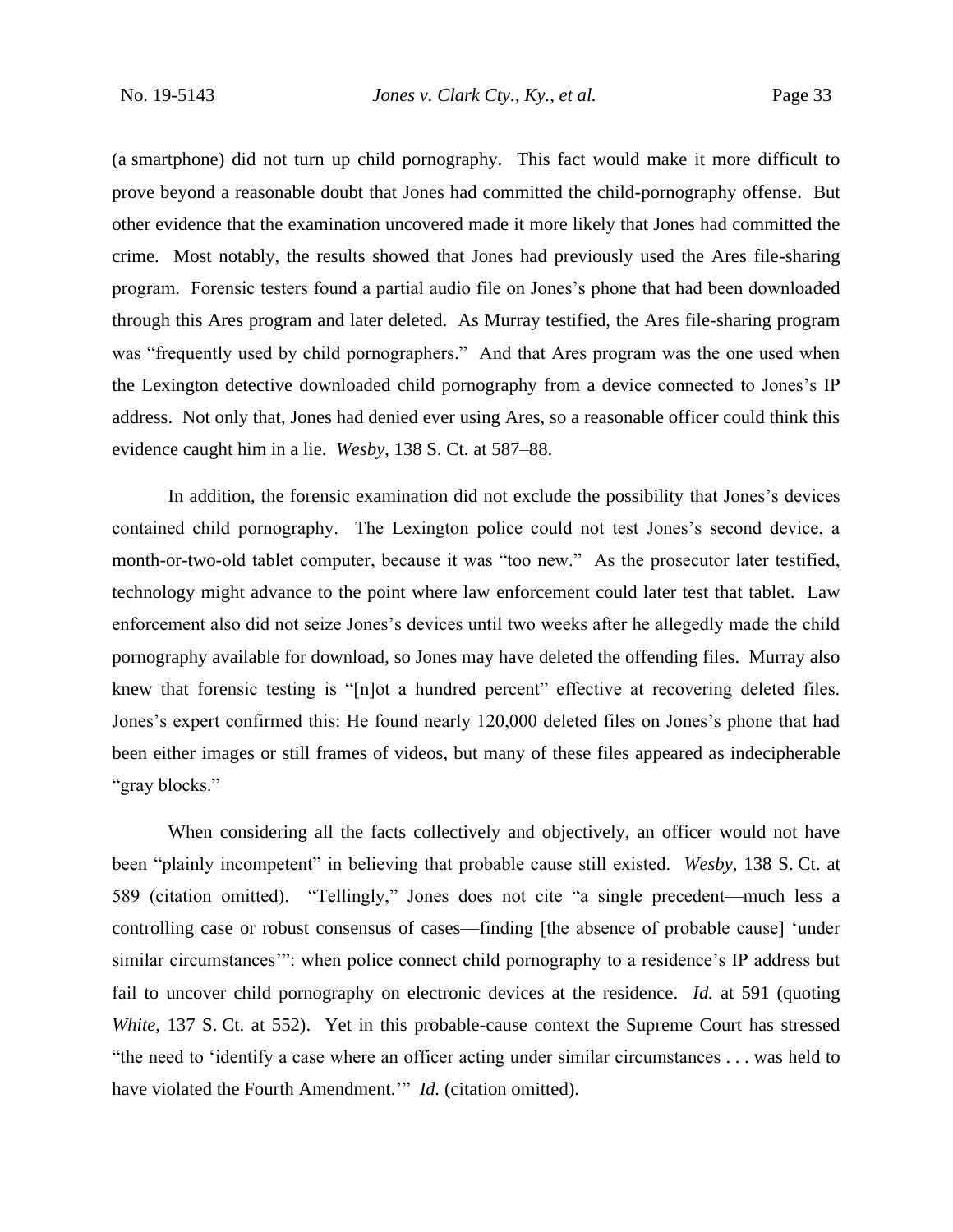(a smartphone) did not turn up child pornography. This fact would make it more difficult to prove beyond a reasonable doubt that Jones had committed the child-pornography offense. But other evidence that the examination uncovered made it more likely that Jones had committed the crime. Most notably, the results showed that Jones had previously used the Ares file-sharing program. Forensic testers found a partial audio file on Jones's phone that had been downloaded through this Ares program and later deleted. As Murray testified, the Ares file-sharing program was "frequently used by child pornographers." And that Ares program was the one used when the Lexington detective downloaded child pornography from a device connected to Jones's IP address. Not only that, Jones had denied ever using Ares, so a reasonable officer could think this evidence caught him in a lie. *Wesby*, 138 S. Ct. at 587–88.

In addition, the forensic examination did not exclude the possibility that Jones's devices contained child pornography. The Lexington police could not test Jones's second device, a month-or-two-old tablet computer, because it was "too new." As the prosecutor later testified, technology might advance to the point where law enforcement could later test that tablet. Law enforcement also did not seize Jones's devices until two weeks after he allegedly made the child pornography available for download, so Jones may have deleted the offending files. Murray also knew that forensic testing is "[n]ot a hundred percent" effective at recovering deleted files. Jones's expert confirmed this: He found nearly 120,000 deleted files on Jones's phone that had been either images or still frames of videos, but many of these files appeared as indecipherable "gray blocks."

When considering all the facts collectively and objectively, an officer would not have been "plainly incompetent" in believing that probable cause still existed. *Wesby*, 138 S. Ct. at 589 (citation omitted). "Tellingly," Jones does not cite "a single precedent—much less a controlling case or robust consensus of cases—finding [the absence of probable cause] 'under similar circumstances'": when police connect child pornography to a residence's IP address but fail to uncover child pornography on electronic devices at the residence. *Id.* at 591 (quoting *White*, 137 S. Ct. at 552). Yet in this probable-cause context the Supreme Court has stressed "the need to 'identify a case where an officer acting under similar circumstances . . . was held to have violated the Fourth Amendment.'" *Id.* (citation omitted).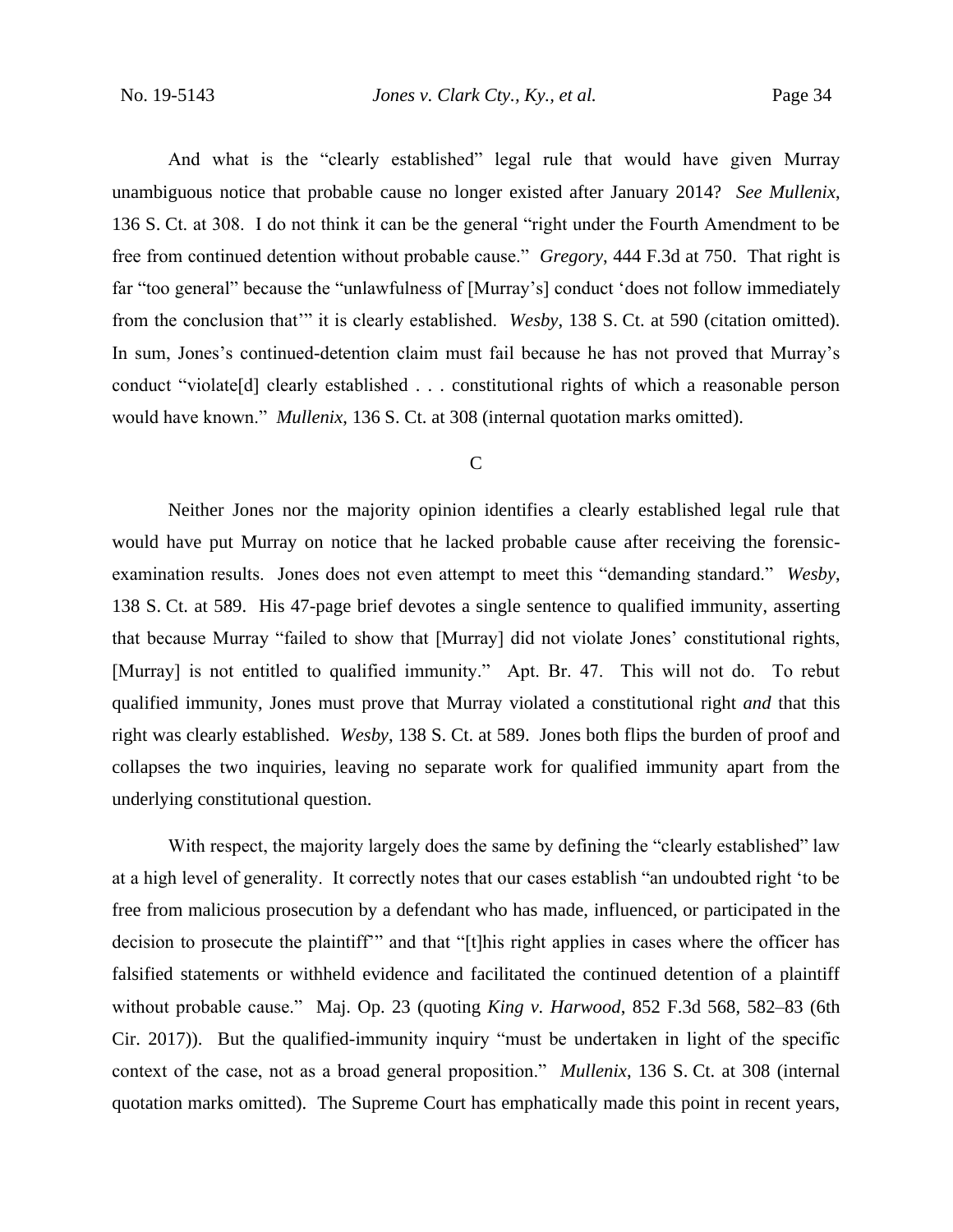And what is the "clearly established" legal rule that would have given Murray unambiguous notice that probable cause no longer existed after January 2014? *See Mullenix*, 136 S. Ct. at 308. I do not think it can be the general "right under the Fourth Amendment to be free from continued detention without probable cause." *Gregory*, 444 F.3d at 750. That right is far "too general" because the "unlawfulness of [Murray's] conduct 'does not follow immediately from the conclusion that'" it is clearly established. *Wesby*, 138 S. Ct. at 590 (citation omitted). In sum, Jones's continued-detention claim must fail because he has not proved that Murray's conduct "violate[d] clearly established . . . constitutional rights of which a reasonable person would have known." *Mullenix*, 136 S. Ct. at 308 (internal quotation marks omitted).

C

Neither Jones nor the majority opinion identifies a clearly established legal rule that would have put Murray on notice that he lacked probable cause after receiving the forensic-examination results. Jones does not even attempt to meet this "demanding standard." *Wesby*, 138 S. Ct. at 589. His 47-page brief devotes a single sentence to qualified immunity, asserting that because Murray "failed to show that [Murray] did not violate Jones' constitutional rights, [Murray] is not entitled to qualified immunity." Apt. Br. 47. This will not do. To rebut qualified immunity, Jones must prove that Murray violated a constitutional right *and* that this right was clearly established. *Wesby*, 138 S. Ct. at 589. Jones both flips the burden of proof and collapses the two inquiries, leaving no separate work for qualified immunity apart from the underlying constitutional question.

With respect, the majority largely does the same by defining the "clearly established" law at a high level of generality. It correctly notes that our cases establish "an undoubted right 'to be free from malicious prosecution by a defendant who has made, influenced, or participated in the decision to prosecute the plaintiff'" and that "[t]his right applies in cases where the officer has falsified statements or withheld evidence and facilitated the continued detention of a plaintiff without probable cause." Maj. Op. 23 (quoting *King v. Harwood*, 852 F.3d 568, 582–83 (6th Cir. 2017)). But the qualified-immunity inquiry "must be undertaken in light of the specific context of the case, not as a broad general proposition." *Mullenix*, 136 S. Ct. at 308 (internal quotation marks omitted). The Supreme Court has emphatically made this point in recent years,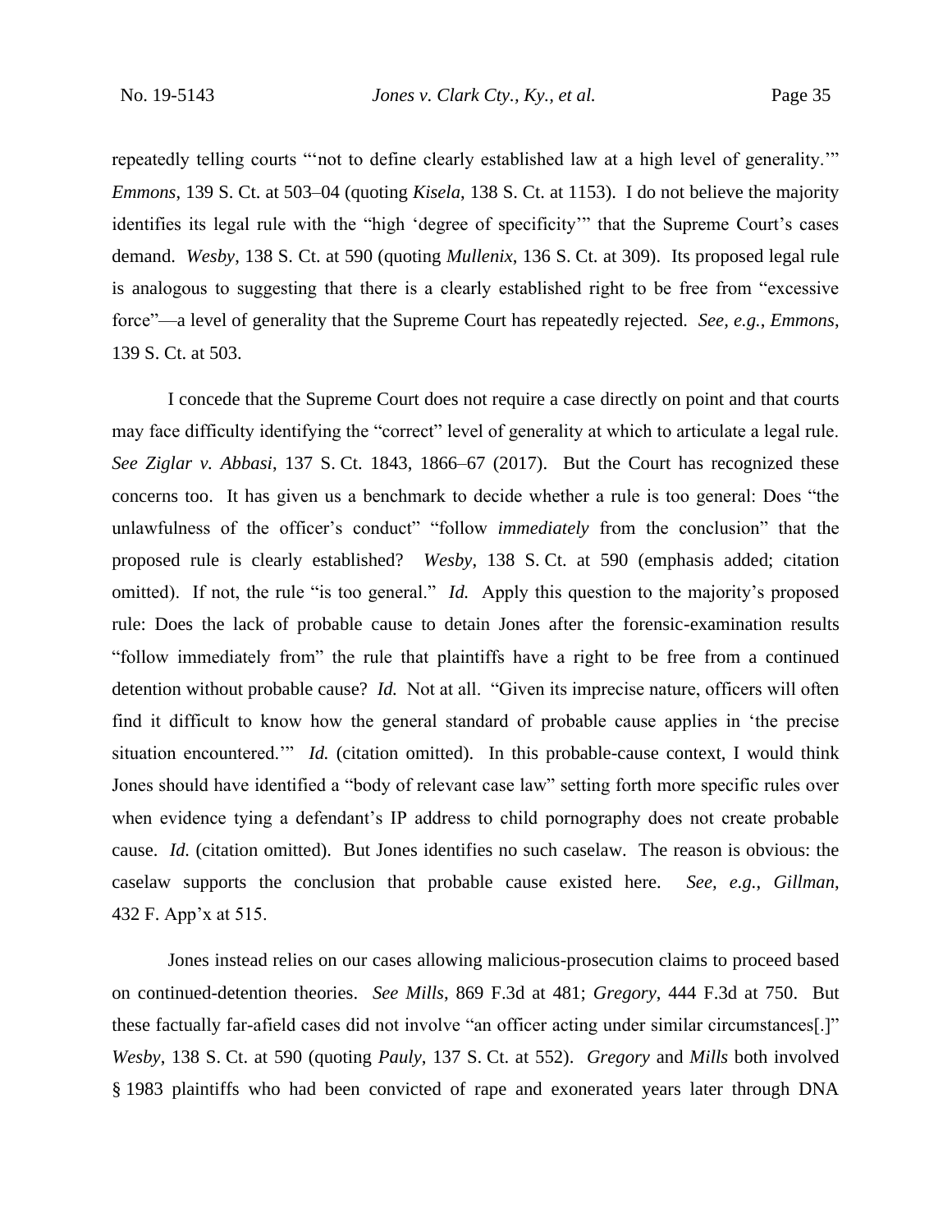repeatedly telling courts "'not to define clearly established law at a high level of generality.'" *Emmons*, 139 S. Ct. at 503–04 (quoting *Kisela*, 138 S. Ct. at 1153). I do not believe the majority identifies its legal rule with the "high 'degree of specificity'" that the Supreme Court's cases demand. *Wesby*, 138 S. Ct. at 590 (quoting *Mullenix*, 136 S. Ct. at 309). Its proposed legal rule is analogous to suggesting that there is a clearly established right to be free from "excessive force"—a level of generality that the Supreme Court has repeatedly rejected. *See, e.g.*, *Emmons*, 139 S. Ct. at 503.

I concede that the Supreme Court does not require a case directly on point and that courts may face difficulty identifying the "correct" level of generality at which to articulate a legal rule. *See Ziglar v. Abbasi*, 137 S. Ct. 1843, 1866–67 (2017). But the Court has recognized these concerns too. It has given us a benchmark to decide whether a rule is too general: Does "the unlawfulness of the officer's conduct" "follow *immediately* from the conclusion" that the proposed rule is clearly established? *Wesby*, 138 S. Ct. at 590 (emphasis added; citation omitted). If not, the rule "is too general." *Id.* Apply this question to the majority's proposed rule: Does the lack of probable cause to detain Jones after the forensic-examination results "follow immediately from" the rule that plaintiffs have a right to be free from a continued detention without probable cause? *Id.* Not at all. "Given its imprecise nature, officers will often find it difficult to know how the general standard of probable cause applies in 'the precise situation encountered.'" *Id.* (citation omitted). In this probable-cause context, I would think Jones should have identified a "body of relevant case law" setting forth more specific rules over when evidence tying a defendant's IP address to child pornography does not create probable cause. *Id.* (citation omitted). But Jones identifies no such caselaw. The reason is obvious: the caselaw supports the conclusion that probable cause existed here. *See, e.g.*, *Gillman*, 432 F. App'x at 515.

Jones instead relies on our cases allowing malicious-prosecution claims to proceed based on continued-detention theories. *See Mills*, 869 F.3d at 481; *Gregory*, 444 F.3d at 750. But these factually far-afield cases did not involve "an officer acting under similar circumstances[.]" *Wesby*, 138 S. Ct. at 590 (quoting *Pauly*, 137 S. Ct. at 552). *Gregory* and *Mills* both involved § 1983 plaintiffs who had been convicted of rape and exonerated years later through DNA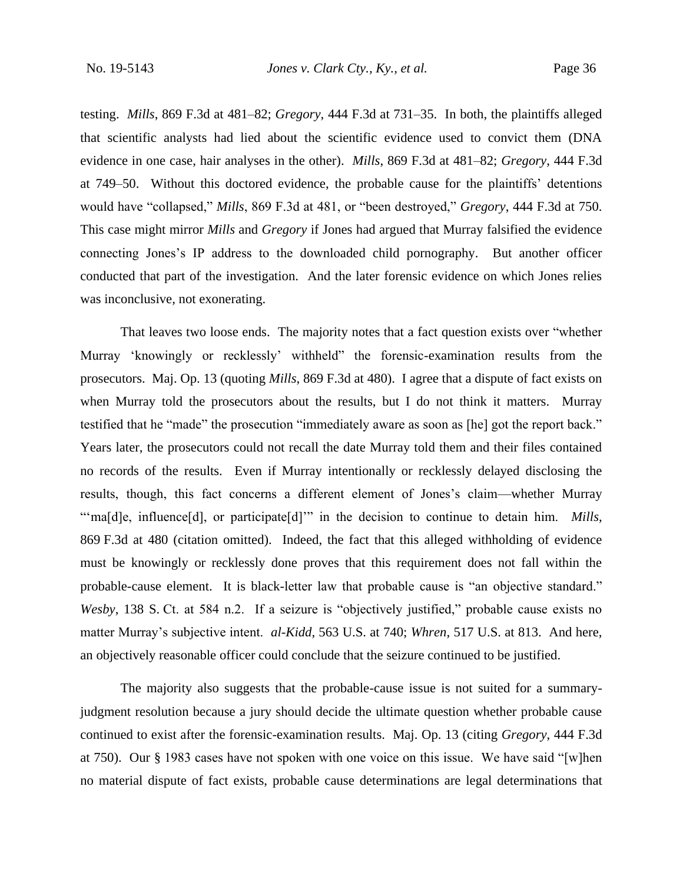testing. *Mills*, 869 F.3d at 481–82; *Gregory*, 444 F.3d at 731–35. In both, the plaintiffs alleged that scientific analysts had lied about the scientific evidence used to convict them (DNA evidence in one case, hair analyses in the other). *Mills*, 869 F.3d at 481–82; *Gregory*, 444 F.3d at 749–50. Without this doctored evidence, the probable cause for the plaintiffs' detentions would have "collapsed," *Mills*, 869 F.3d at 481, or "been destroyed," *Gregory*, 444 F.3d at 750. This case might mirror *Mills* and *Gregory* if Jones had argued that Murray falsified the evidence connecting Jones's IP address to the downloaded child pornography. But another officer conducted that part of the investigation. And the later forensic evidence on which Jones relies was inconclusive, not exonerating.

That leaves two loose ends. The majority notes that a fact question exists over "whether Murray 'knowingly or recklessly' withheld" the forensic-examination results from the prosecutors. Maj. Op. 13 (quoting *Mills*, 869 F.3d at 480). I agree that a dispute of fact exists on when Murray told the prosecutors about the results, but I do not think it matters. Murray testified that he "made" the prosecution "immediately aware as soon as [he] got the report back." Years later, the prosecutors could not recall the date Murray told them and their files contained no records of the results. Even if Murray intentionally or recklessly delayed disclosing the results, though, this fact concerns a different element of Jones's claim—whether Murray "'ma[d]e, influence[d], or participate[d]'" in the decision to continue to detain him. *Mills*, 869 F.3d at 480 (citation omitted). Indeed, the fact that this alleged withholding of evidence must be knowingly or recklessly done proves that this requirement does not fall within the probable-cause element. It is black-letter law that probable cause is "an objective standard." *Wesby*, 138 S. Ct. at 584 n.2. If a seizure is "objectively justified," probable cause exists no matter Murray's subjective intent. *al-Kidd*, 563 U.S. at 740; *Whren*, 517 U.S. at 813. And here, an objectively reasonable officer could conclude that the seizure continued to be justified.

The majority also suggests that the probable-cause issue is not suited for a summary-judgment resolution because a jury should decide the ultimate question whether probable cause continued to exist after the forensic-examination results. Maj. Op. 13 (citing *Gregory*, 444 F.3d at 750). Our § 1983 cases have not spoken with one voice on this issue. We have said "[w]hen no material dispute of fact exists, probable cause determinations are legal determinations that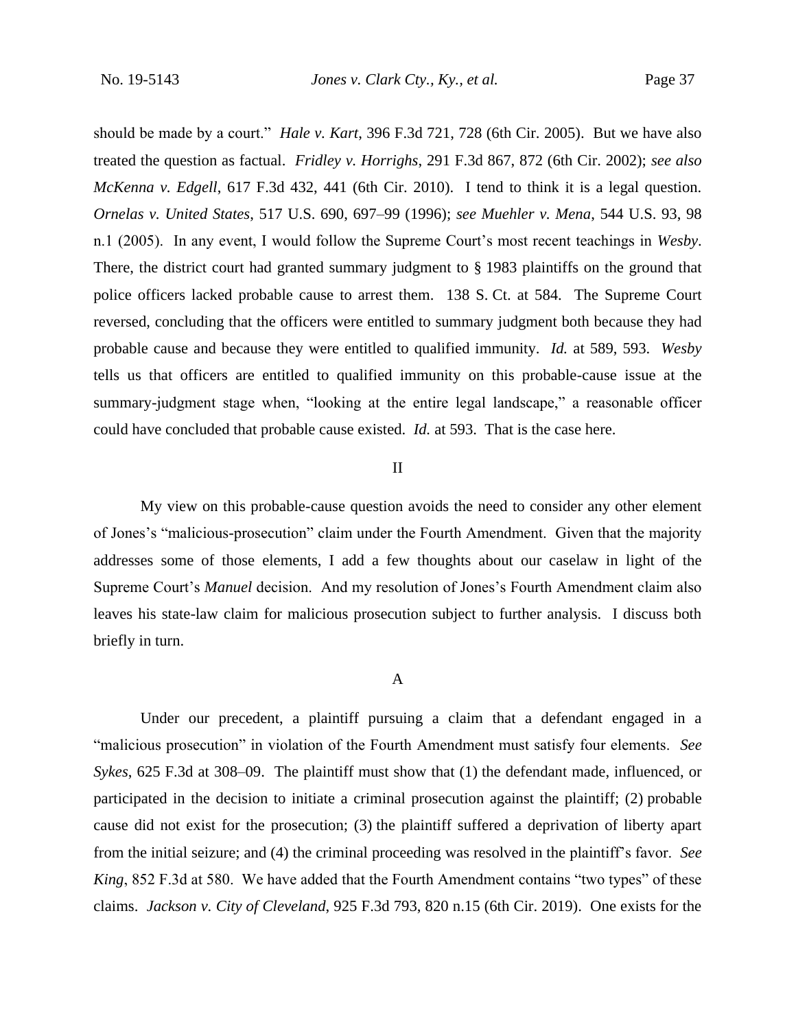should be made by a court." *Hale v. Kart*, 396 F.3d 721, 728 (6th Cir. 2005). But we have also treated the question as factual. *Fridley v. Horrighs*, 291 F.3d 867, 872 (6th Cir. 2002); *see also McKenna v. Edgell*, 617 F.3d 432, 441 (6th Cir. 2010). I tend to think it is a legal question. *Ornelas v. United States*, 517 U.S. 690, 697–99 (1996); *see Muehler v. Mena*, 544 U.S. 93, 98 n.1 (2005). In any event, I would follow the Supreme Court's most recent teachings in *Wesby*. There, the district court had granted summary judgment to § 1983 plaintiffs on the ground that police officers lacked probable cause to arrest them. 138 S. Ct. at 584. The Supreme Court reversed, concluding that the officers were entitled to summary judgment both because they had probable cause and because they were entitled to qualified immunity. *Id.* at 589, 593. *Wesby* tells us that officers are entitled to qualified immunity on this probable-cause issue at the summary-judgment stage when, "looking at the entire legal landscape," a reasonable officer could have concluded that probable cause existed. *Id.* at 593. That is the case here.

## II

My view on this probable-cause question avoids the need to consider any other element of Jones's "malicious-prosecution" claim under the Fourth Amendment. Given that the majority addresses some of those elements, I add a few thoughts about our caselaw in light of the Supreme Court's *Manuel* decision. And my resolution of Jones's Fourth Amendment claim also leaves his state-law claim for malicious prosecution subject to further analysis. I discuss both briefly in turn.

### A

Under our precedent, a plaintiff pursuing a claim that a defendant engaged in a "malicious prosecution" in violation of the Fourth Amendment must satisfy four elements. *See Sykes*, 625 F.3d at 308–09. The plaintiff must show that (1) the defendant made, influenced, or participated in the decision to initiate a criminal prosecution against the plaintiff; (2) probable cause did not exist for the prosecution; (3) the plaintiff suffered a deprivation of liberty apart from the initial seizure; and (4) the criminal proceeding was resolved in the plaintiff's favor. *See King*, 852 F.3d at 580. We have added that the Fourth Amendment contains "two types" of these claims. *Jackson v. City of Cleveland*, 925 F.3d 793, 820 n.15 (6th Cir. 2019). One exists for the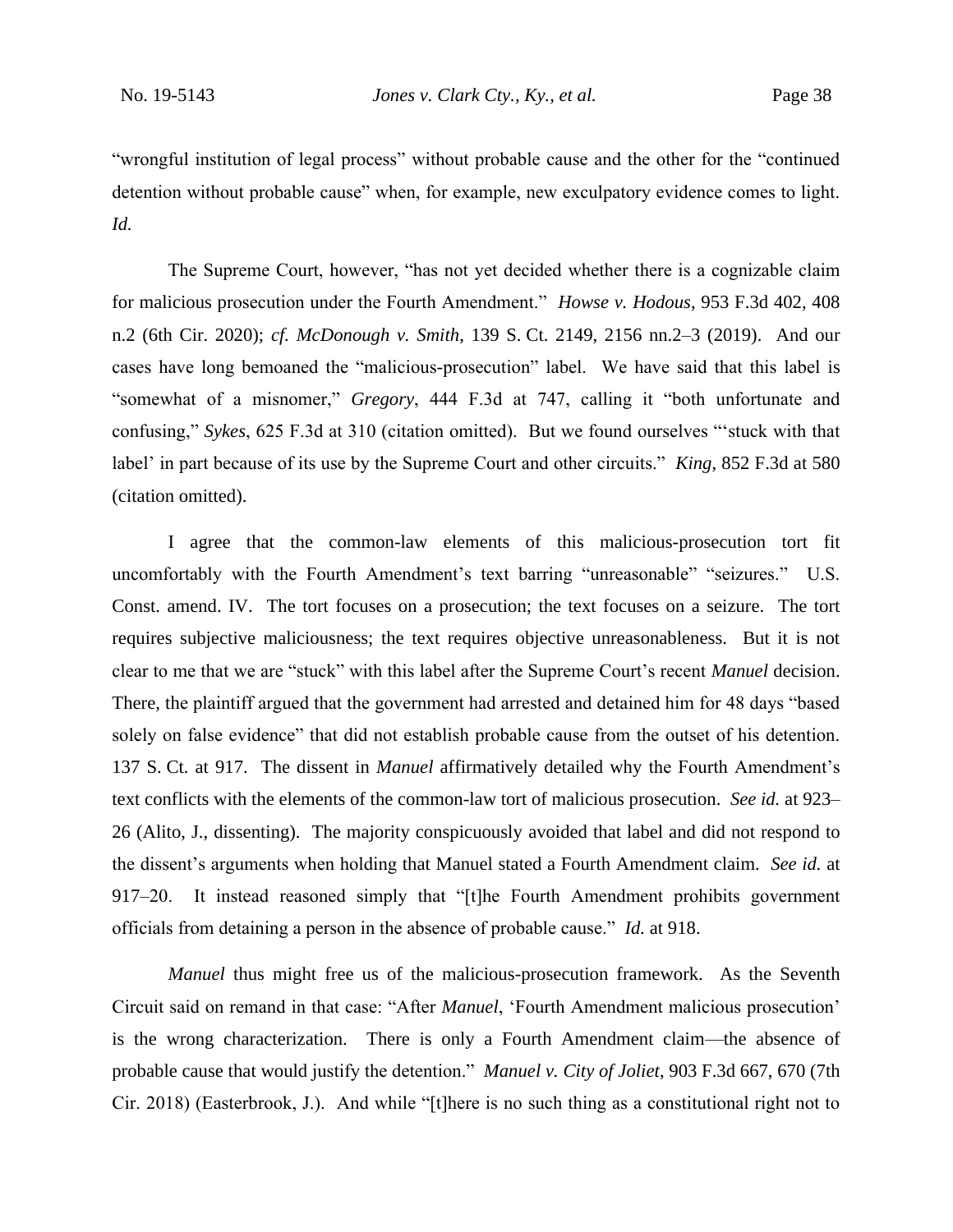"wrongful institution of legal process" without probable cause and the other for the "continued detention without probable cause" when, for example, new exculpatory evidence comes to light. *Id.*

The Supreme Court, however, "has not yet decided whether there is a cognizable claim for malicious prosecution under the Fourth Amendment." *Howse v. Hodous*, 953 F.3d 402, 408 n.2 (6th Cir. 2020); *cf. McDonough v. Smith*, 139 S. Ct. 2149, 2156 nn.2–3 (2019). And our cases have long bemoaned the "malicious-prosecution" label. We have said that this label is "somewhat of a misnomer," *Gregory*, 444 F.3d at 747, calling it "both unfortunate and confusing," *Sykes*, 625 F.3d at 310 (citation omitted). But we found ourselves "'stuck with that label' in part because of its use by the Supreme Court and other circuits." *King*, 852 F.3d at 580 (citation omitted).

I agree that the common-law elements of this malicious-prosecution tort fit uncomfortably with the Fourth Amendment's text barring "unreasonable" "seizures." U.S. Const. amend. IV. The tort focuses on a prosecution; the text focuses on a seizure. The tort requires subjective maliciousness; the text requires objective unreasonableness. But it is not clear to me that we are "stuck" with this label after the Supreme Court's recent *Manuel* decision. There, the plaintiff argued that the government had arrested and detained him for 48 days "based solely on false evidence" that did not establish probable cause from the outset of his detention. 137 S. Ct. at 917. The dissent in *Manuel* affirmatively detailed why the Fourth Amendment's text conflicts with the elements of the common-law tort of malicious prosecution. *See id.* at 923–26 (Alito, J., dissenting). The majority conspicuously avoided that label and did not respond to the dissent's arguments when holding that Manuel stated a Fourth Amendment claim. *See id.* at 917–20. It instead reasoned simply that "[t]he Fourth Amendment prohibits government officials from detaining a person in the absence of probable cause." *Id.* at 918.

*Manuel* thus might free us of the malicious-prosecution framework. As the Seventh Circuit said on remand in that case: "After *Manuel*, 'Fourth Amendment malicious prosecution' is the wrong characterization. There is only a Fourth Amendment claim—the absence of probable cause that would justify the detention." *Manuel v. City of Joliet*, 903 F.3d 667, 670 (7th Cir. 2018) (Easterbrook, J.). And while "[t]here is no such thing as a constitutional right not to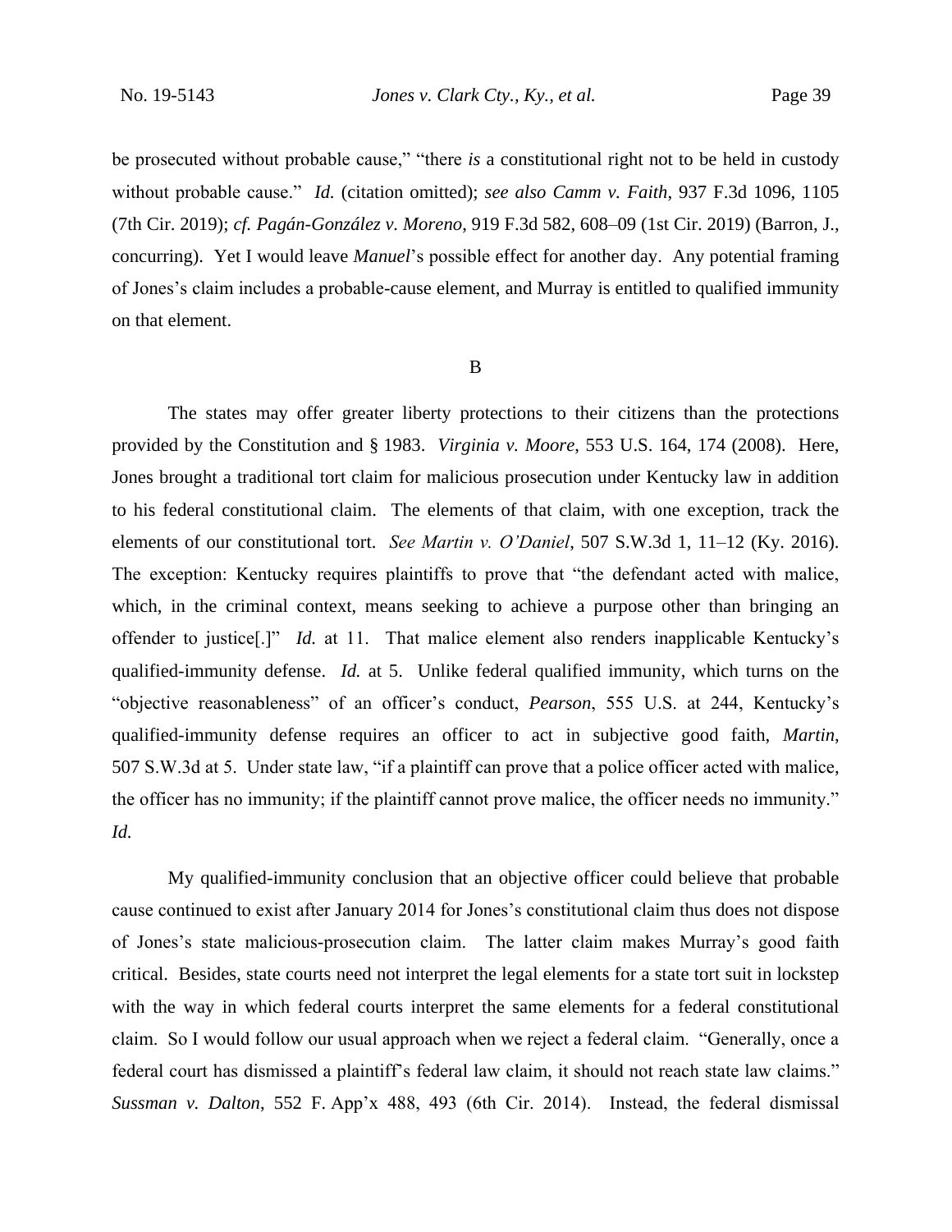be prosecuted without probable cause," "there *is* a constitutional right not to be held in custody without probable cause." *Id.* (citation omitted); *see also Camm v. Faith*, 937 F.3d 1096, 1105 (7th Cir. 2019); *cf. Pagán-González v. Moreno*, 919 F.3d 582, 608–09 (1st Cir. 2019) (Barron, J., concurring). Yet I would leave *Manuel*'s possible effect for another day. Any potential framing of Jones's claim includes a probable-cause element, and Murray is entitled to qualified immunity on that element.

B

The states may offer greater liberty protections to their citizens than the protections provided by the Constitution and § 1983. *Virginia v. Moore*, 553 U.S. 164, 174 (2008). Here, Jones brought a traditional tort claim for malicious prosecution under Kentucky law in addition to his federal constitutional claim. The elements of that claim, with one exception, track the elements of our constitutional tort. *See Martin v. O'Daniel*, 507 S.W.3d 1, 11–12 (Ky. 2016). The exception: Kentucky requires plaintiffs to prove that "the defendant acted with malice, which, in the criminal context, means seeking to achieve a purpose other than bringing an offender to justice[.]" *Id.* at 11. That malice element also renders inapplicable Kentucky's qualified-immunity defense. *Id.* at 5. Unlike federal qualified immunity, which turns on the "objective reasonableness" of an officer's conduct, *Pearson*, 555 U.S. at 244, Kentucky's qualified-immunity defense requires an officer to act in subjective good faith, *Martin*, 507 S.W.3d at 5. Under state law, "if a plaintiff can prove that a police officer acted with malice, the officer has no immunity; if the plaintiff cannot prove malice, the officer needs no immunity." *Id.*

My qualified-immunity conclusion that an objective officer could believe that probable cause continued to exist after January 2014 for Jones's constitutional claim thus does not dispose of Jones's state malicious-prosecution claim. The latter claim makes Murray's good faith critical. Besides, state courts need not interpret the legal elements for a state tort suit in lockstep with the way in which federal courts interpret the same elements for a federal constitutional claim. So I would follow our usual approach when we reject a federal claim. "Generally, once a federal court has dismissed a plaintiff's federal law claim, it should not reach state law claims." *Sussman v. Dalton*, 552 F. App'x 488, 493 (6th Cir. 2014). Instead, the federal dismissal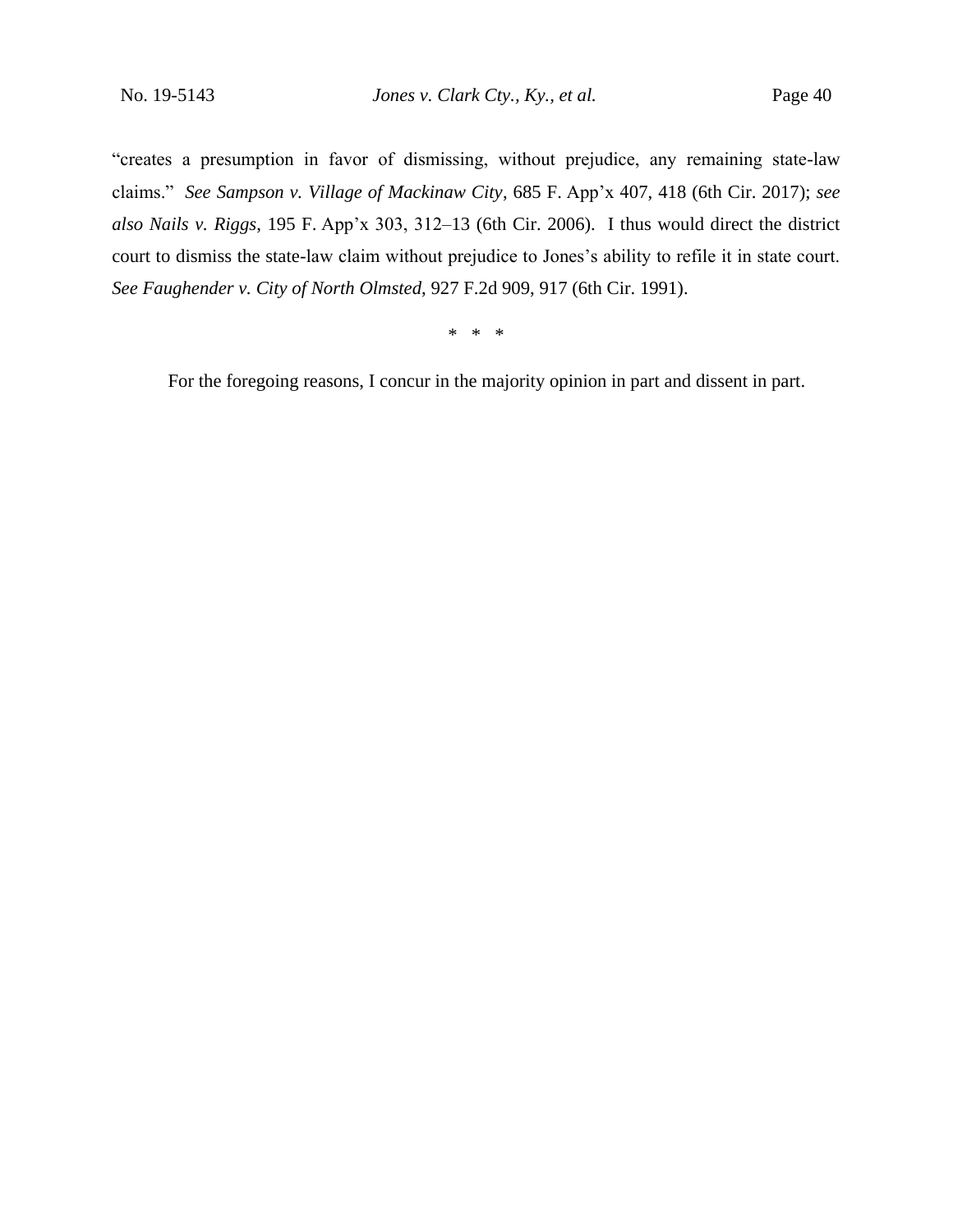"creates a presumption in favor of dismissing, without prejudice, any remaining state-law claims." *See Sampson v. Village of Mackinaw City*, 685 F. App'x 407, 418 (6th Cir. 2017); *see also Nails v. Riggs*, 195 F. App'x 303, 312–13 (6th Cir. 2006). I thus would direct the district court to dismiss the state-law claim without prejudice to Jones's ability to refile it in state court. *See Faughender v. City of North Olmsted*, 927 F.2d 909, 917 (6th Cir. 1991).

\* \* \*

For the foregoing reasons, I concur in the majority opinion in part and dissent in part.